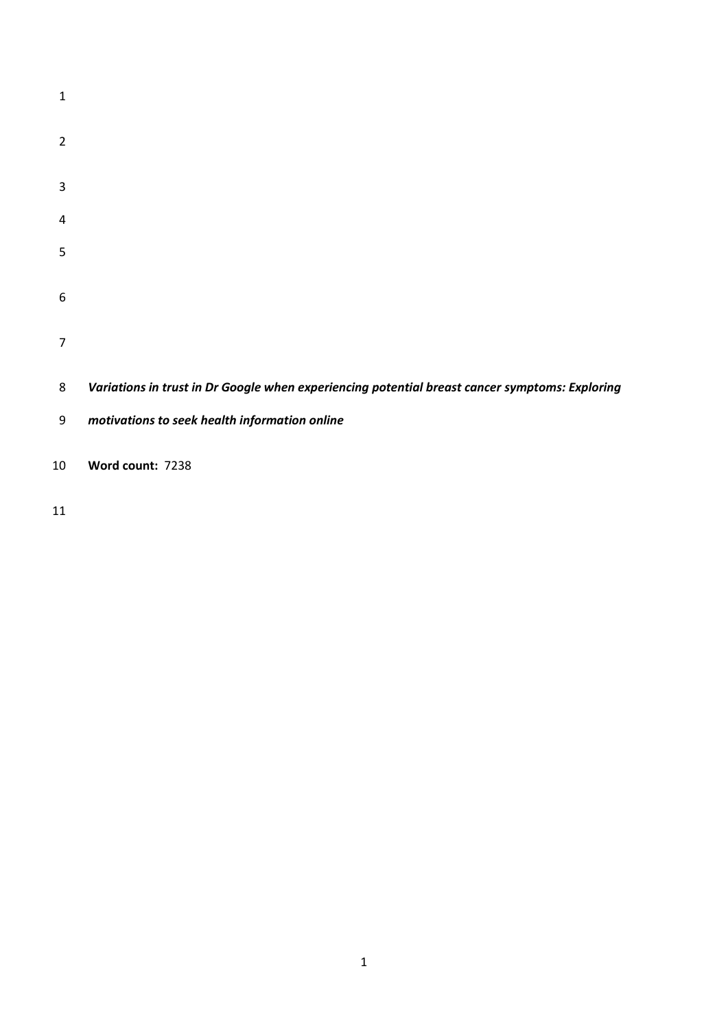***Variations in trust in Dr Google when experiencing potential breast cancer symptoms: Exploring motivations to seek health information online***

**Word count:** 7238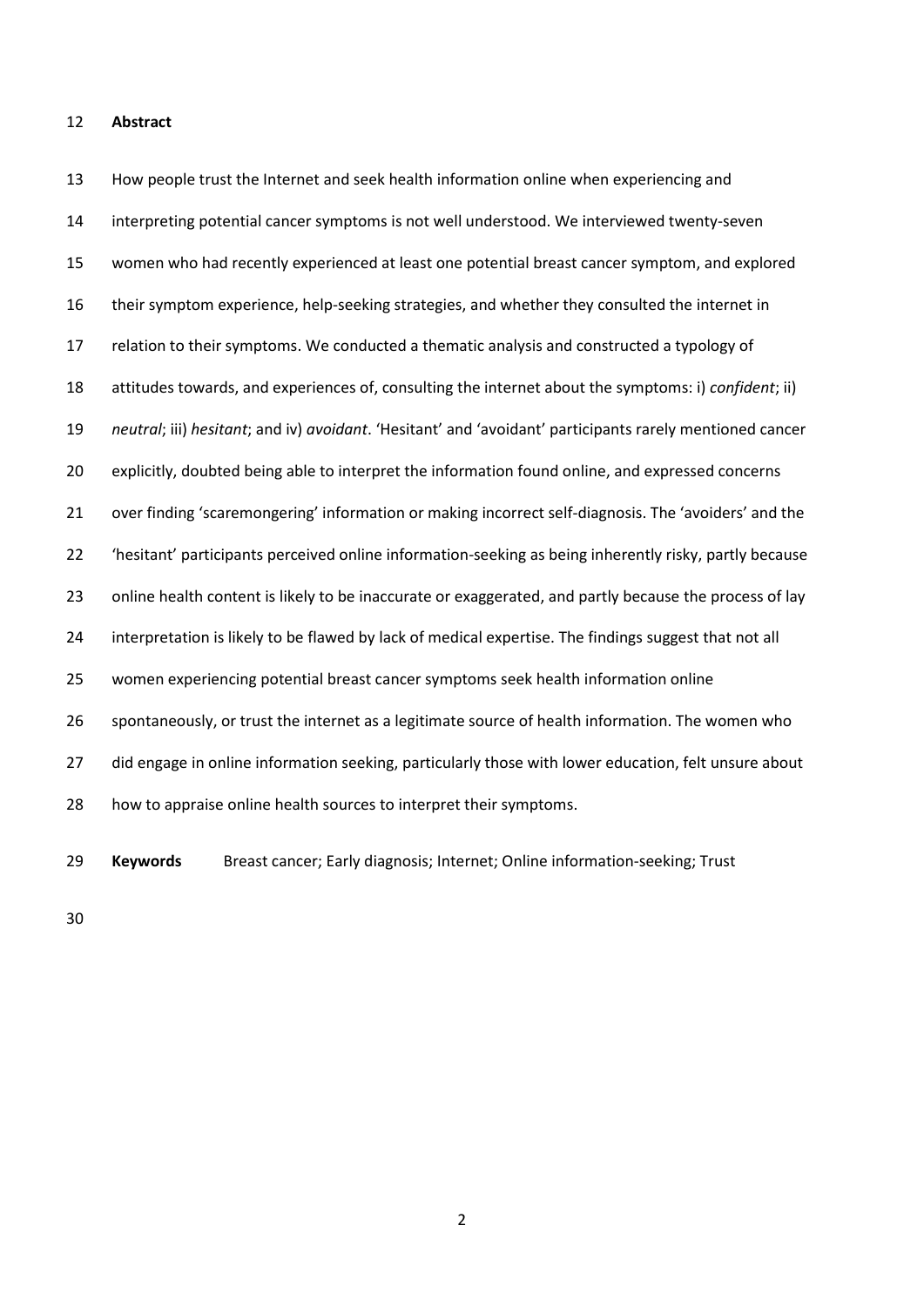## Abstract

How people trust the Internet and seek health information online when experiencing and interpreting potential cancer symptoms is not well understood. We interviewed twenty-seven women who had recently experienced at least one potential breast cancer symptom, and explored their symptom experience, help-seeking strategies, and whether they consulted the internet in relation to their symptoms. We conducted a thematic analysis and constructed a typology of attitudes towards, and experiences of, consulting the internet about the symptoms: i) *confident*; ii) *neutral*; iii) *hesitant*; and iv) *avoidant*. 'Hesitant' and 'avoidant' participants rarely mentioned cancer explicitly, doubted being able to interpret the information found online, and expressed concerns over finding 'scaremongering' information or making incorrect self-diagnosis. The 'avoiders' and the 'hesitant' participants perceived online information-seeking as being inherently risky, partly because online health content is likely to be inaccurate or exaggerated, and partly because the process of lay interpretation is likely to be flawed by lack of medical expertise. The findings suggest that not all women experiencing potential breast cancer symptoms seek health information online spontaneously, or trust the internet as a legitimate source of health information. The women who did engage in online information seeking, particularly those with lower education, felt unsure about how to appraise online health sources to interpret their symptoms.

**Keywords** Breast cancer; Early diagnosis; Internet; Online information-seeking; Trust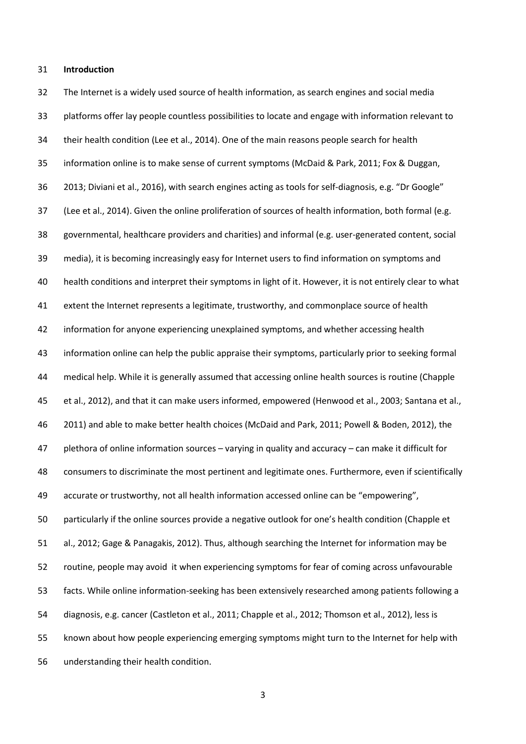## Introduction

The Internet is a widely used source of health information, as search engines and social media platforms offer lay people countless possibilities to locate and engage with information relevant to their health condition (Lee et al., 2014). One of the main reasons people search for health information online is to make sense of current symptoms (McDaid & Park, 2011; Fox & Duggan, 2013; Diviani et al., 2016), with search engines acting as tools for self-diagnosis, e.g. "Dr Google" (Lee et al., 2014). Given the online proliferation of sources of health information, both formal (e.g. governmental, healthcare providers and charities) and informal (e.g. user-generated content, social media), it is becoming increasingly easy for Internet users to find information on symptoms and health conditions and interpret their symptoms in light of it. However, it is not entirely clear to what extent the Internet represents a legitimate, trustworthy, and commonplace source of health information for anyone experiencing unexplained symptoms, and whether accessing health information online can help the public appraise their symptoms, particularly prior to seeking formal medical help. While it is generally assumed that accessing online health sources is routine (Chapple et al., 2012), and that it can make users informed, empowered (Henwood et al., 2003; Santana et al., 2011) and able to make better health choices (McDaid and Park, 2011; Powell & Boden, 2012), the plethora of online information sources – varying in quality and accuracy – can make it difficult for consumers to discriminate the most pertinent and legitimate ones. Furthermore, even if scientifically accurate or trustworthy, not all health information accessed online can be "empowering", particularly if the online sources provide a negative outlook for one's health condition (Chapple et al., 2012; Gage & Panagakis, 2012). Thus, although searching the Internet for information may be routine, people may avoid it when experiencing symptoms for fear of coming across unfavourable facts. While online information-seeking has been extensively researched among patients following a diagnosis, e.g. cancer (Castleton et al., 2011; Chapple et al., 2012; Thomson et al., 2012), less is known about how people experiencing emerging symptoms might turn to the Internet for help with understanding their health condition.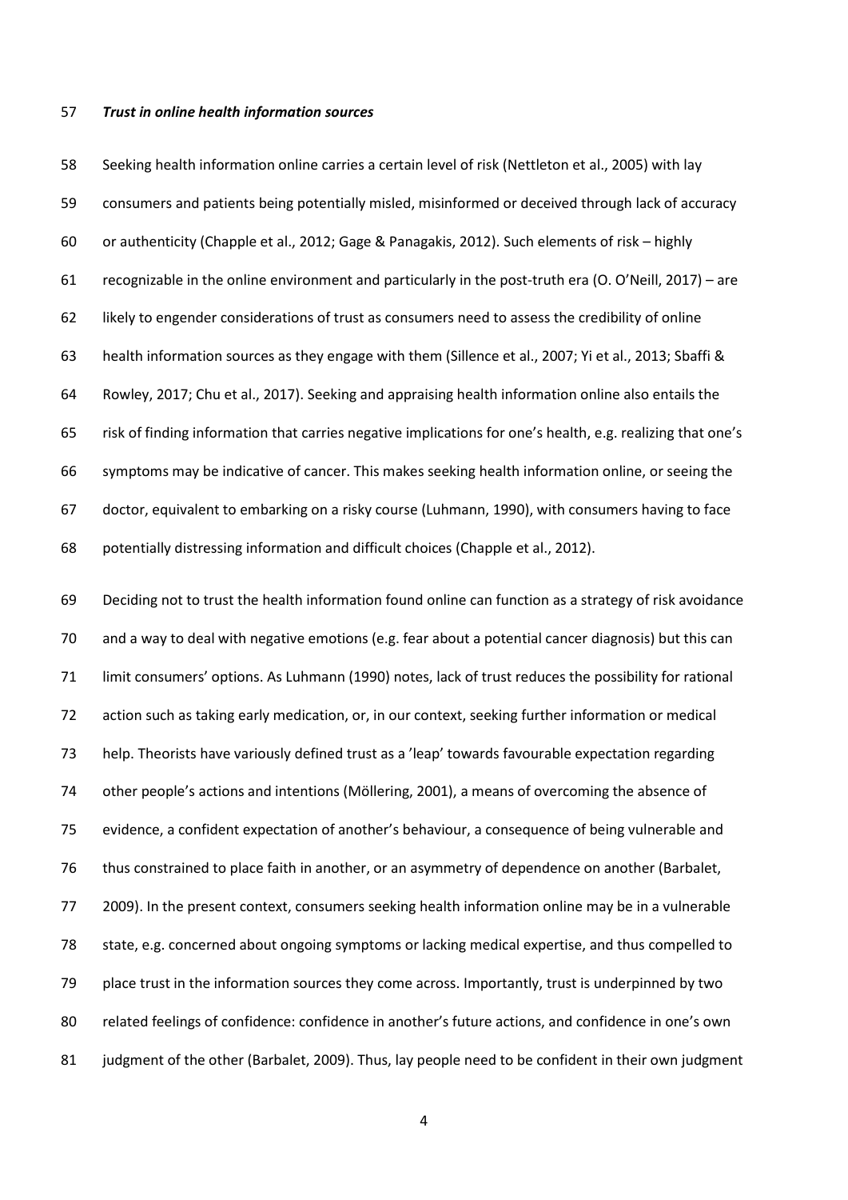### *Trust in online health information sources*

Seeking health information online carries a certain level of risk (Nettleton et al., 2005) with lay consumers and patients being potentially misled, misinformed or deceived through lack of accuracy or authenticity (Chapple et al., 2012; Gage & Panagakis, 2012). Such elements of risk – highly recognizable in the online environment and particularly in the post-truth era (O. O'Neill, 2017) – are likely to engender considerations of trust as consumers need to assess the credibility of online health information sources as they engage with them (Sillence et al., 2007; Yi et al., 2013; Sbaffi & Rowley, 2017; Chu et al., 2017). Seeking and appraising health information online also entails the risk of finding information that carries negative implications for one's health, e.g. realizing that one's symptoms may be indicative of cancer. This makes seeking health information online, or seeing the doctor, equivalent to embarking on a risky course (Luhmann, 1990), with consumers having to face potentially distressing information and difficult choices (Chapple et al., 2012).

Deciding not to trust the health information found online can function as a strategy of risk avoidance and a way to deal with negative emotions (e.g. fear about a potential cancer diagnosis) but this can limit consumers' options. As Luhmann (1990) notes, lack of trust reduces the possibility for rational action such as taking early medication, or, in our context, seeking further information or medical help. Theorists have variously defined trust as a 'leap' towards favourable expectation regarding other people's actions and intentions (Möllering, 2001), a means of overcoming the absence of evidence, a confident expectation of another's behaviour, a consequence of being vulnerable and thus constrained to place faith in another, or an asymmetry of dependence on another (Barbalet, 2009). In the present context, consumers seeking health information online may be in a vulnerable state, e.g. concerned about ongoing symptoms or lacking medical expertise, and thus compelled to place trust in the information sources they come across. Importantly, trust is underpinned by two related feelings of confidence: confidence in another's future actions, and confidence in one's own judgment of the other (Barbalet, 2009). Thus, lay people need to be confident in their own judgment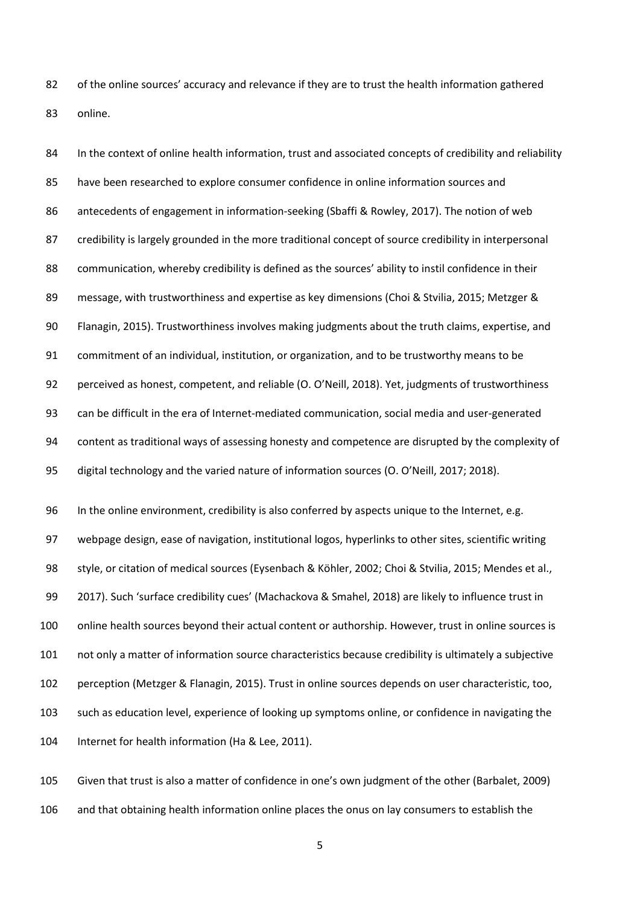of the online sources' accuracy and relevance if they are to trust the health information gathered online.

In the context of online health information, trust and associated concepts of credibility and reliability have been researched to explore consumer confidence in online information sources and antecedents of engagement in information-seeking (Sbaffi & Rowley, 2017). The notion of web credibility is largely grounded in the more traditional concept of source credibility in interpersonal communication, whereby credibility is defined as the sources' ability to instil confidence in their message, with trustworthiness and expertise as key dimensions (Choi & Stvilia, 2015; Metzger & Flanagin, 2015). Trustworthiness involves making judgments about the truth claims, expertise, and commitment of an individual, institution, or organization, and to be trustworthy means to be perceived as honest, competent, and reliable (O. O'Neill, 2018). Yet, judgments of trustworthiness can be difficult in the era of Internet-mediated communication, social media and user-generated content as traditional ways of assessing honesty and competence are disrupted by the complexity of digital technology and the varied nature of information sources (O. O'Neill, 2017; 2018).

In the online environment, credibility is also conferred by aspects unique to the Internet, e.g. webpage design, ease of navigation, institutional logos, hyperlinks to other sites, scientific writing style, or citation of medical sources (Eysenbach & Köhler, 2002; Choi & Stvilia, 2015; Mendes et al., 2017). Such 'surface credibility cues' (Machackova & Smahel, 2018) are likely to influence trust in online health sources beyond their actual content or authorship. However, trust in online sources is not only a matter of information source characteristics because credibility is ultimately a subjective perception (Metzger & Flanagin, 2015). Trust in online sources depends on user characteristic, too, such as education level, experience of looking up symptoms online, or confidence in navigating the Internet for health information (Ha & Lee, 2011).

Given that trust is also a matter of confidence in one's own judgment of the other (Barbalet, 2009) and that obtaining health information online places the onus on lay consumers to establish the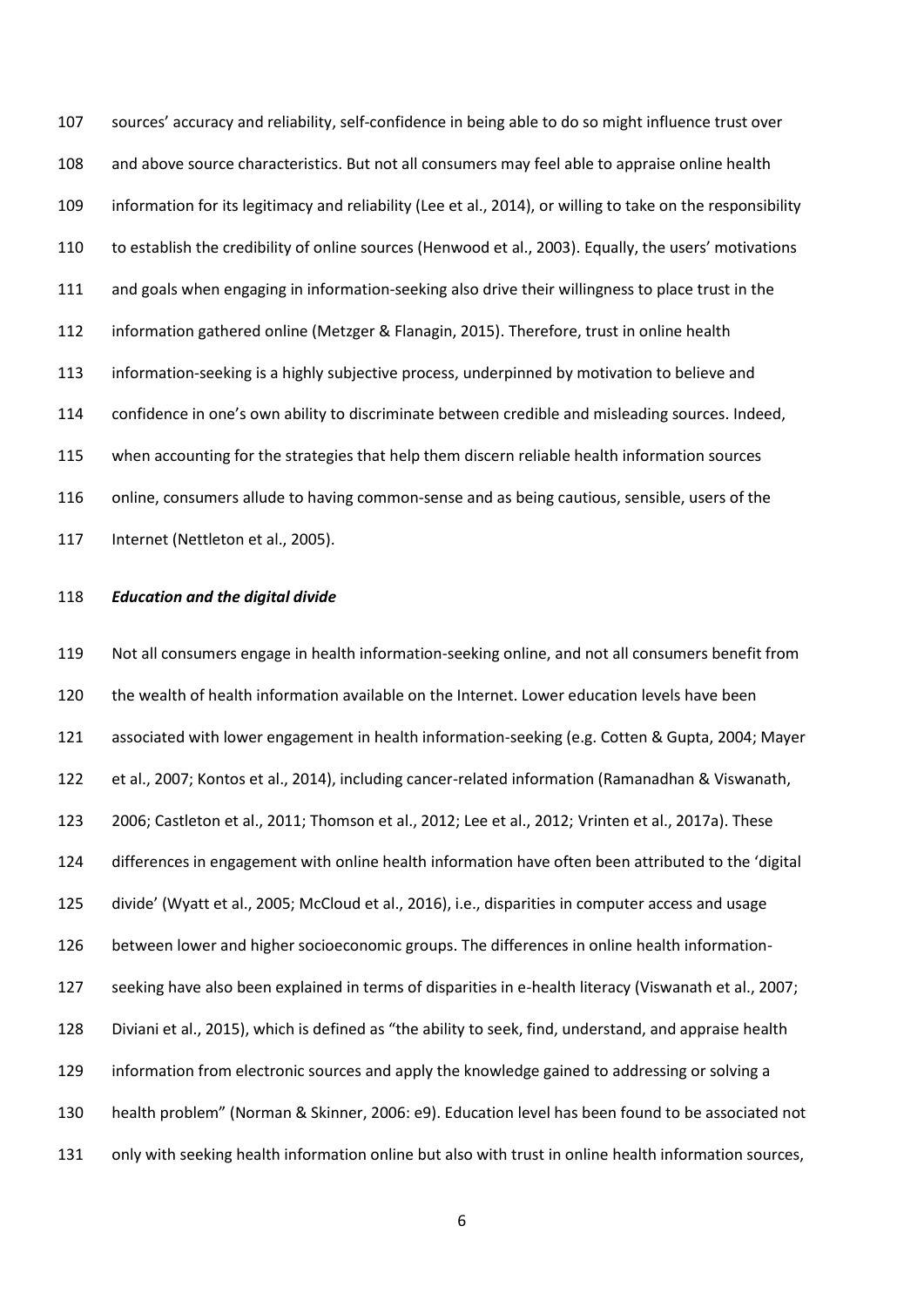sources' accuracy and reliability, self-confidence in being able to do so might influence trust over and above source characteristics. But not all consumers may feel able to appraise online health information for its legitimacy and reliability (Lee et al., 2014), or willing to take on the responsibility to establish the credibility of online sources (Henwood et al., 2003). Equally, the users' motivations and goals when engaging in information-seeking also drive their willingness to place trust in the information gathered online (Metzger & Flanagin, 2015). Therefore, trust in online health information-seeking is a highly subjective process, underpinned by motivation to believe and confidence in one's own ability to discriminate between credible and misleading sources. Indeed, when accounting for the strategies that help them discern reliable health information sources online, consumers allude to having common-sense and as being cautious, sensible, users of the Internet (Nettleton et al., 2005).

***Education and the digital divide***

Not all consumers engage in health information-seeking online, and not all consumers benefit from the wealth of health information available on the Internet. Lower education levels have been associated with lower engagement in health information-seeking (e.g. Cotten & Gupta, 2004; Mayer et al., 2007; Kontos et al., 2014), including cancer-related information (Ramanadhan & Viswanath, 2006; Castleton et al., 2011; Thomson et al., 2012; Lee et al., 2012; Vrinten et al., 2017a). These differences in engagement with online health information have often been attributed to the 'digital divide' (Wyatt et al., 2005; McCloud et al., 2016), i.e., disparities in computer access and usage between lower and higher socioeconomic groups. The differences in online health information-seeking have also been explained in terms of disparities in e-health literacy (Viswanath et al., 2007; Diviani et al., 2015), which is defined as "the ability to seek, find, understand, and appraise health information from electronic sources and apply the knowledge gained to addressing or solving a health problem" (Norman & Skinner, 2006: e9). Education level has been found to be associated not only with seeking health information online but also with trust in online health information sources,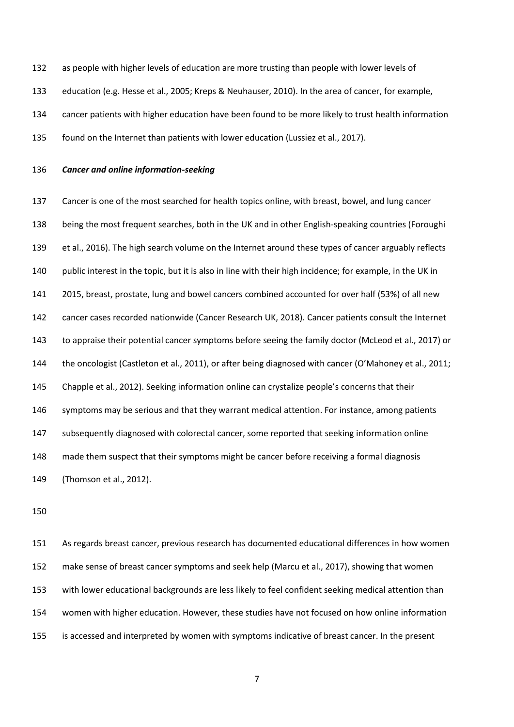as people with higher levels of education are more trusting than people with lower levels of education (e.g. Hesse et al., 2005; Kreps & Neuhauser, 2010). In the area of cancer, for example, cancer patients with higher education have been found to be more likely to trust health information found on the Internet than patients with lower education (Lussiez et al., 2017).

### *Cancer and online information-seeking*

Cancer is one of the most searched for health topics online, with breast, bowel, and lung cancer being the most frequent searches, both in the UK and in other English-speaking countries (Foroughi et al., 2016). The high search volume on the Internet around these types of cancer arguably reflects public interest in the topic, but it is also in line with their high incidence; for example, in the UK in 2015, breast, prostate, lung and bowel cancers combined accounted for over half (53%) of all new cancer cases recorded nationwide (Cancer Research UK, 2018). Cancer patients consult the Internet to appraise their potential cancer symptoms before seeing the family doctor (McLeod et al., 2017) or the oncologist (Castleton et al., 2011), or after being diagnosed with cancer (O'Mahoney et al., 2011; Chapple et al., 2012). Seeking information online can crystalize people's concerns that their symptoms may be serious and that they warrant medical attention. For instance, among patients subsequently diagnosed with colorectal cancer, some reported that seeking information online made them suspect that their symptoms might be cancer before receiving a formal diagnosis (Thomson et al., 2012).

As regards breast cancer, previous research has documented educational differences in how women make sense of breast cancer symptoms and seek help (Marcu et al., 2017), showing that women with lower educational backgrounds are less likely to feel confident seeking medical attention than women with higher education. However, these studies have not focused on how online information is accessed and interpreted by women with symptoms indicative of breast cancer. In the present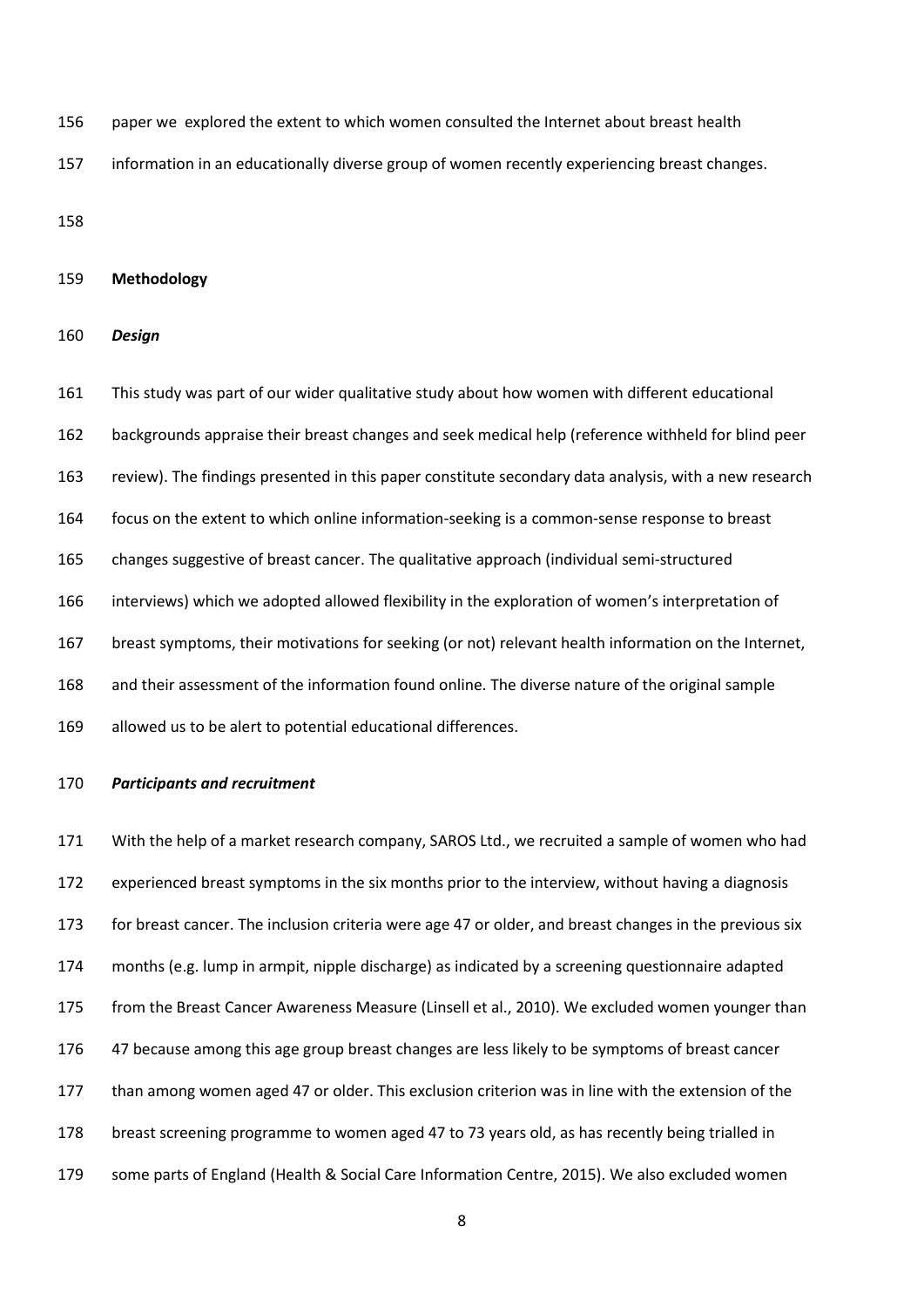paper we explored the extent to which women consulted the Internet about breast health information in an educationally diverse group of women recently experiencing breast changes.

## Methodology

### *Design*

This study was part of our wider qualitative study about how women with different educational backgrounds appraise their breast changes and seek medical help (reference withheld for blind peer review). The findings presented in this paper constitute secondary data analysis, with a new research focus on the extent to which online information-seeking is a common-sense response to breast changes suggestive of breast cancer. The qualitative approach (individual semi-structured interviews) which we adopted allowed flexibility in the exploration of women's interpretation of breast symptoms, their motivations for seeking (or not) relevant health information on the Internet, and their assessment of the information found online. The diverse nature of the original sample allowed us to be alert to potential educational differences.

### *Participants and recruitment*

With the help of a market research company, SAROS Ltd., we recruited a sample of women who had experienced breast symptoms in the six months prior to the interview, without having a diagnosis for breast cancer. The inclusion criteria were age 47 or older, and breast changes in the previous six months (e.g. lump in armpit, nipple discharge) as indicated by a screening questionnaire adapted from the Breast Cancer Awareness Measure (Linsell et al., 2010). We excluded women younger than 47 because among this age group breast changes are less likely to be symptoms of breast cancer than among women aged 47 or older. This exclusion criterion was in line with the extension of the breast screening programme to women aged 47 to 73 years old, as has recently being trialled in some parts of England (Health & Social Care Information Centre, 2015). We also excluded women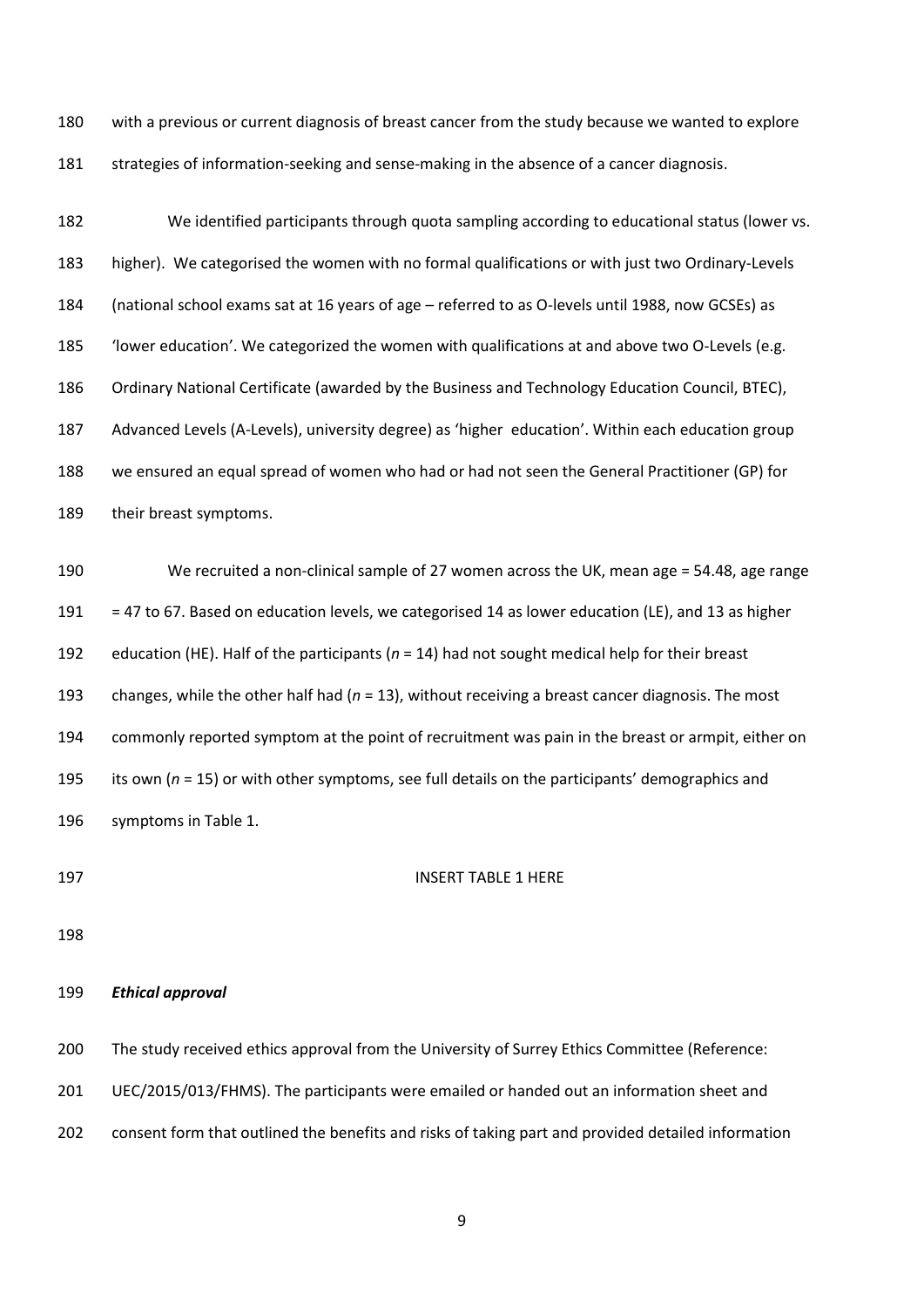with a previous or current diagnosis of breast cancer from the study because we wanted to explore strategies of information-seeking and sense-making in the absence of a cancer diagnosis.

We identified participants through quota sampling according to educational status (lower vs. higher). We categorised the women with no formal qualifications or with just two Ordinary-Levels (national school exams sat at 16 years of age – referred to as O-levels until 1988, now GCSEs) as 'lower education'. We categorized the women with qualifications at and above two O-Levels (e.g. Ordinary National Certificate (awarded by the Business and Technology Education Council, BTEC), Advanced Levels (A-Levels), university degree) as 'higher education'. Within each education group we ensured an equal spread of women who had or had not seen the General Practitioner (GP) for their breast symptoms.

We recruited a non-clinical sample of 27 women across the UK, mean age = 54.48, age range = 47 to 67. Based on education levels, we categorised 14 as lower education (LE), and 13 as higher education (HE). Half of the participants (*n* = 14) had not sought medical help for their breast changes, while the other half had (*n* = 13), without receiving a breast cancer diagnosis. The most commonly reported symptom at the point of recruitment was pain in the breast or armpit, either on its own (*n* = 15) or with other symptoms, see full details on the participants' demographics and symptoms in Table 1.

INSERT TABLE 1 HERE

***Ethical approval***

The study received ethics approval from the University of Surrey Ethics Committee (Reference: UEC/2015/013/FHMS). The participants were emailed or handed out an information sheet and consent form that outlined the benefits and risks of taking part and provided detailed information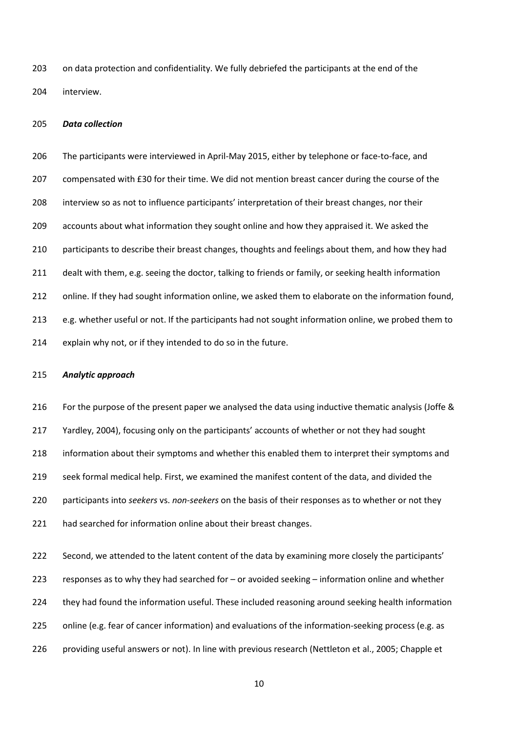on data protection and confidentiality. We fully debriefed the participants at the end of the interview.

### *Data collection*

The participants were interviewed in April-May 2015, either by telephone or face-to-face, and compensated with £30 for their time. We did not mention breast cancer during the course of the interview so as not to influence participants' interpretation of their breast changes, nor their accounts about what information they sought online and how they appraised it. We asked the participants to describe their breast changes, thoughts and feelings about them, and how they had dealt with them, e.g. seeing the doctor, talking to friends or family, or seeking health information online. If they had sought information online, we asked them to elaborate on the information found, e.g. whether useful or not. If the participants had not sought information online, we probed them to explain why not, or if they intended to do so in the future.

### *Analytic approach*

For the purpose of the present paper we analysed the data using inductive thematic analysis (Joffe & Yardley, 2004), focusing only on the participants' accounts of whether or not they had sought information about their symptoms and whether this enabled them to interpret their symptoms and seek formal medical help. First, we examined the manifest content of the data, and divided the participants into *seekers* vs. *non-seekers* on the basis of their responses as to whether or not they had searched for information online about their breast changes.

Second, we attended to the latent content of the data by examining more closely the participants' responses as to why they had searched for – or avoided seeking – information online and whether they had found the information useful. These included reasoning around seeking health information online (e.g. fear of cancer information) and evaluations of the information-seeking process (e.g. as providing useful answers or not). In line with previous research (Nettleton et al., 2005; Chapple et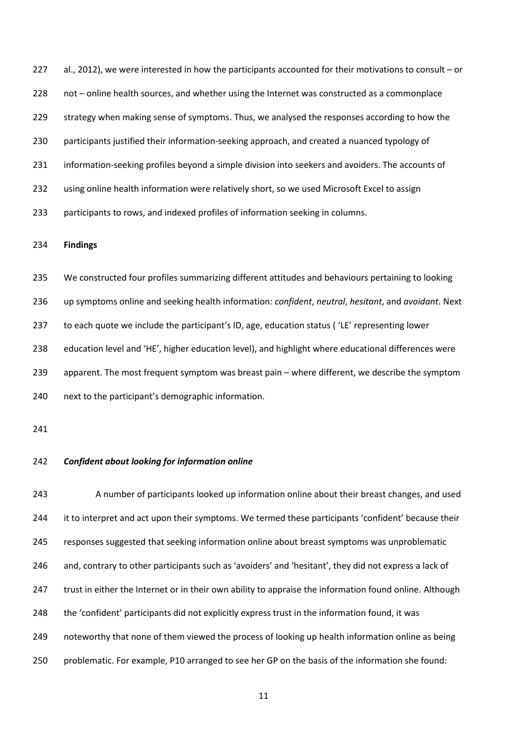al., 2012), we were interested in how the participants accounted for their motivations to consult – or not – online health sources, and whether using the Internet was constructed as a commonplace strategy when making sense of symptoms. Thus, we analysed the responses according to how the participants justified their information-seeking approach, and created a nuanced typology of information-seeking profiles beyond a simple division into seekers and avoiders. The accounts of using online health information were relatively short, so we used Microsoft Excel to assign participants to rows, and indexed profiles of information seeking in columns.

## Findings

We constructed four profiles summarizing different attitudes and behaviours pertaining to looking up symptoms online and seeking health information: *confident*, *neutral*, *hesitant*, and *avoidant*. Next to each quote we include the participant's ID, age, education status ( 'LE' representing lower education level and 'HE', higher education level), and highlight where educational differences were apparent. The most frequent symptom was breast pain – where different, we describe the symptom next to the participant's demographic information.

### *Confident about looking for information online*

A number of participants looked up information online about their breast changes, and used it to interpret and act upon their symptoms. We termed these participants 'confident' because their responses suggested that seeking information online about breast symptoms was unproblematic and, contrary to other participants such as 'avoiders' and 'hesitant', they did not express a lack of trust in either the Internet or in their own ability to appraise the information found online. Although the 'confident' participants did not explicitly express trust in the information found, it was noteworthy that none of them viewed the process of looking up health information online as being problematic. For example, P10 arranged to see her GP on the basis of the information she found: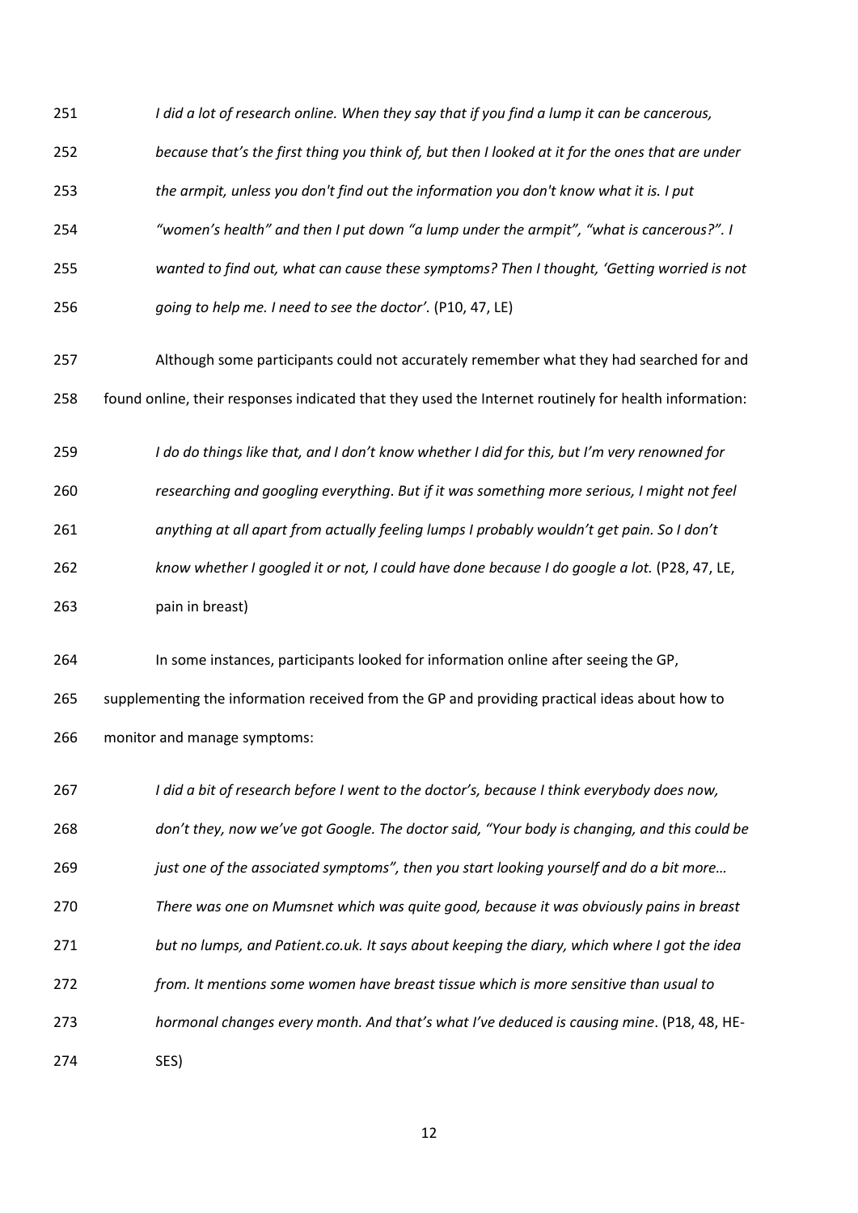*I did a lot of research online. When they say that if you find a lump it can be cancerous, because that's the first thing you think of, but then I looked at it for the ones that are under the armpit, unless you don't find out the information you don't know what it is. I put "women's health" and then I put down "a lump under the armpit", "what is cancerous?". I wanted to find out, what can cause these symptoms? Then I thought, 'Getting worried is not going to help me. I need to see the doctor'.* (P10, 47, LE)

Although some participants could not accurately remember what they had searched for and found online, their responses indicated that they used the Internet routinely for health information:

*I do do things like that, and I don't know whether I did for this, but I'm very renowned for researching and googling everything. But if it was something more serious, I might not feel anything at all apart from actually feeling lumps I probably wouldn't get pain. So I don't know whether I googled it or not, I could have done because I do google a lot.* (P28, 47, LE, pain in breast)

In some instances, participants looked for information online after seeing the GP, supplementing the information received from the GP and providing practical ideas about how to monitor and manage symptoms:

*I did a bit of research before I went to the doctor's, because I think everybody does now, don't they, now we've got Google. The doctor said, "Your body is changing, and this could be just one of the associated symptoms", then you start looking yourself and do a bit more… There was one on Mumsnet which was quite good, because it was obviously pains in breast but no lumps, and Patient.co.uk. It says about keeping the diary, which where I got the idea from. It mentions some women have breast tissue which is more sensitive than usual to hormonal changes every month. And that's what I've deduced is causing mine.* (P18, 48, HE-SES)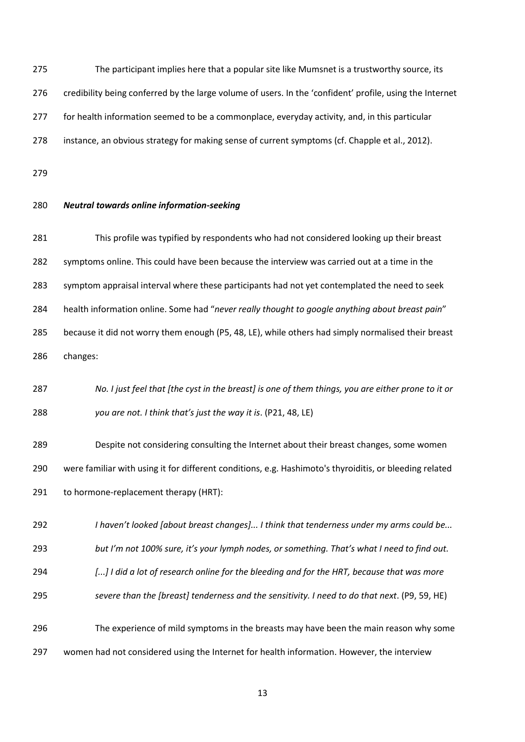The participant implies here that a popular site like Mumsnet is a trustworthy source, its credibility being conferred by the large volume of users. In the 'confident' profile, using the Internet for health information seemed to be a commonplace, everyday activity, and, in this particular instance, an obvious strategy for making sense of current symptoms (cf. Chapple et al., 2012).

### *Neutral towards online information-seeking*

This profile was typified by respondents who had not considered looking up their breast symptoms online. This could have been because the interview was carried out at a time in the symptom appraisal interval where these participants had not yet contemplated the need to seek health information online. Some had "*never really thought to google anything about breast pain*" because it did not worry them enough (P5, 48, LE), while others had simply normalised their breast changes:

> *No. I just feel that [the cyst in the breast] is one of them things, you are either prone to it or you are not. I think that's just the way it is*. (P21, 48, LE)

Despite not considering consulting the Internet about their breast changes, some women were familiar with using it for different conditions, e.g. Hashimoto's thyroiditis, or bleeding related to hormone-replacement therapy (HRT):

> *I haven't looked [about breast changes]... I think that tenderness under my arms could be... but I'm not 100% sure, it's your lymph nodes, or something. That's what I need to find out. [...] I did a lot of research online for the bleeding and for the HRT, because that was more severe than the [breast] tenderness and the sensitivity. I need to do that next*. (P9, 59, HE)

The experience of mild symptoms in the breasts may have been the main reason why some women had not considered using the Internet for health information. However, the interview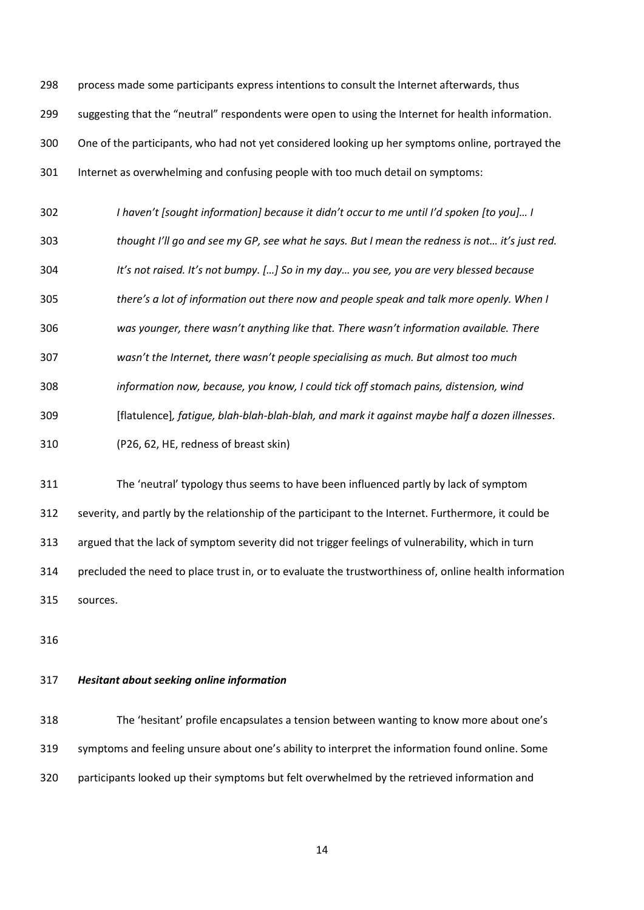process made some participants express intentions to consult the Internet afterwards, thus suggesting that the "neutral" respondents were open to using the Internet for health information. One of the participants, who had not yet considered looking up her symptoms online, portrayed the Internet as overwhelming and confusing people with too much detail on symptoms:

> *I haven't [sought information] because it didn't occur to me until I'd spoken [to you]… I thought I'll go and see my GP, see what he says. But I mean the redness is not… it's just red. It's not raised. It's not bumpy. […] So in my day… you see, you are very blessed because there's a lot of information out there now and people speak and talk more openly. When I was younger, there wasn't anything like that. There wasn't information available. There wasn't the Internet, there wasn't people specialising as much. But almost too much information now, because, you know, I could tick off stomach pains, distension, wind* [flatulence]*, fatigue, blah-blah-blah-blah, and mark it against maybe half a dozen illnesses*. (P26, 62, HE, redness of breast skin)

The 'neutral' typology thus seems to have been influenced partly by lack of symptom severity, and partly by the relationship of the participant to the Internet. Furthermore, it could be argued that the lack of symptom severity did not trigger feelings of vulnerability, which in turn precluded the need to place trust in, or to evaluate the trustworthiness of, online health information sources.

***Hesitant about seeking online information***

The 'hesitant' profile encapsulates a tension between wanting to know more about one's symptoms and feeling unsure about one's ability to interpret the information found online. Some participants looked up their symptoms but felt overwhelmed by the retrieved information and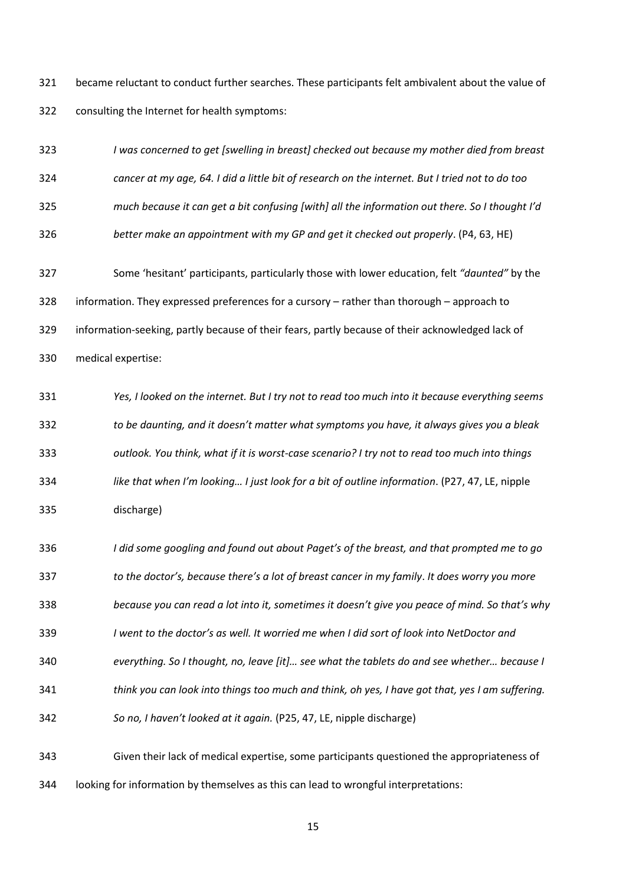became reluctant to conduct further searches. These participants felt ambivalent about the value of consulting the Internet for health symptoms:

> *I was concerned to get [swelling in breast] checked out because my mother died from breast cancer at my age, 64. I did a little bit of research on the internet. But I tried not to do too much because it can get a bit confusing [with] all the information out there. So I thought I'd better make an appointment with my GP and get it checked out properly*. (P4, 63, HE)

Some 'hesitant' participants, particularly those with lower education, felt *"daunted"* by the information. They expressed preferences for a cursory – rather than thorough – approach to information-seeking, partly because of their fears, partly because of their acknowledged lack of medical expertise:

> *Yes, I looked on the internet. But I try not to read too much into it because everything seems to be daunting, and it doesn't matter what symptoms you have, it always gives you a bleak outlook. You think, what if it is worst-case scenario? I try not to read too much into things like that when I'm looking… I just look for a bit of outline information*. (P27, 47, LE, nipple discharge)

> *I did some googling and found out about Paget's of the breast, and that prompted me to go to the doctor's, because there's a lot of breast cancer in my family*. *It does worry you more because you can read a lot into it, sometimes it doesn't give you peace of mind. So that's why I went to the doctor's as well. It worried me when I did sort of look into NetDoctor and everything. So I thought, no, leave [it]… see what the tablets do and see whether… because I think you can look into things too much and think, oh yes, I have got that, yes I am suffering. So no, I haven't looked at it again.* (P25, 47, LE, nipple discharge)

Given their lack of medical expertise, some participants questioned the appropriateness of looking for information by themselves as this can lead to wrongful interpretations: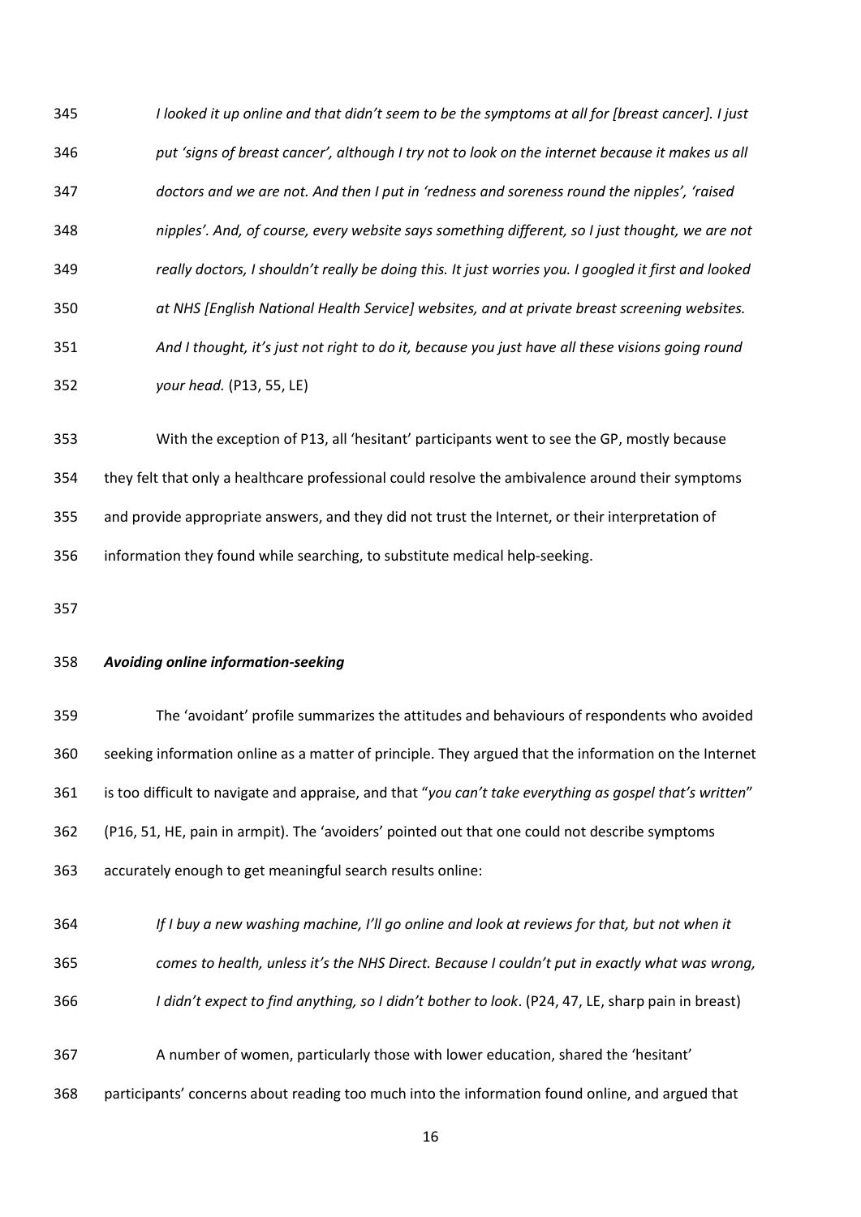*I looked it up online and that didn't seem to be the symptoms at all for [breast cancer]. I just put 'signs of breast cancer', although I try not to look on the internet because it makes us all doctors and we are not. And then I put in 'redness and soreness round the nipples', 'raised nipples'. And, of course, every website says something different, so I just thought, we are not really doctors, I shouldn't really be doing this. It just worries you. I googled it first and looked at NHS [English National Health Service] websites, and at private breast screening websites. And I thought, it's just not right to do it, because you just have all these visions going round your head.* (P13, 55, LE)

With the exception of P13, all 'hesitant' participants went to see the GP, mostly because they felt that only a healthcare professional could resolve the ambivalence around their symptoms and provide appropriate answers, and they did not trust the Internet, or their interpretation of information they found while searching, to substitute medical help-seeking.

***Avoiding online information-seeking***

The 'avoidant' profile summarizes the attitudes and behaviours of respondents who avoided seeking information online as a matter of principle. They argued that the information on the Internet is too difficult to navigate and appraise, and that "*you can't take everything as gospel that's written*" (P16, 51, HE, pain in armpit). The 'avoiders' pointed out that one could not describe symptoms accurately enough to get meaningful search results online:

*If I buy a new washing machine, I'll go online and look at reviews for that, but not when it comes to health, unless it's the NHS Direct. Because I couldn't put in exactly what was wrong, I didn't expect to find anything, so I didn't bother to look*. (P24, 47, LE, sharp pain in breast)

A number of women, particularly those with lower education, shared the 'hesitant' participants' concerns about reading too much into the information found online, and argued that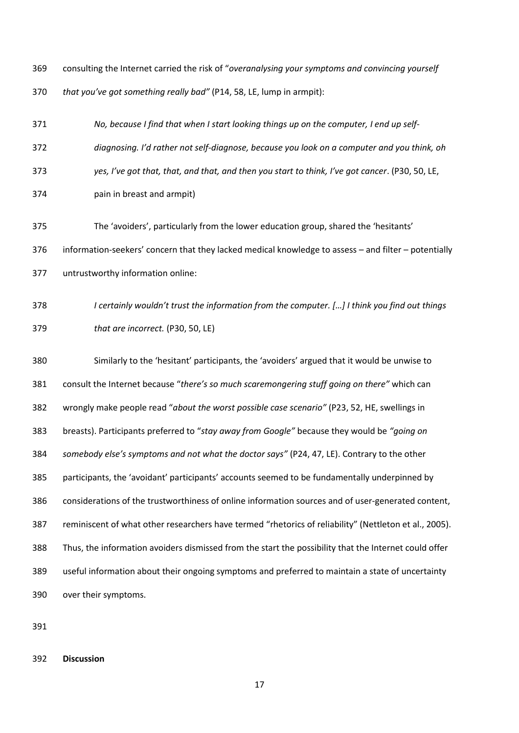consulting the Internet carried the risk of "*overanalysing your symptoms and convincing yourself that you've got something really bad"* (P14, 58, LE, lump in armpit):

> *No, because I find that when I start looking things up on the computer, I end up self-diagnosing. I'd rather not self-diagnose, because you look on a computer and you think, oh yes, I've got that, that, and that, and then you start to think, I've got cancer*. (P30, 50, LE, pain in breast and armpit)

The 'avoiders', particularly from the lower education group, shared the 'hesitants' information-seekers' concern that they lacked medical knowledge to assess – and filter – potentially untrustworthy information online:

> *I certainly wouldn't trust the information from the computer. […] I think you find out things that are incorrect.* (P30, 50, LE)

Similarly to the 'hesitant' participants, the 'avoiders' argued that it would be unwise to consult the Internet because "*there's so much scaremongering stuff going on there"* which can wrongly make people read "*about the worst possible case scenario"* (P23, 52, HE, swellings in breasts). Participants preferred to "*stay away from Google"* because they would be *"going on somebody else's symptoms and not what the doctor says"* (P24, 47, LE). Contrary to the other participants, the 'avoidant' participants' accounts seemed to be fundamentally underpinned by considerations of the trustworthiness of online information sources and of user-generated content, reminiscent of what other researchers have termed "rhetorics of reliability" (Nettleton et al., 2005). Thus, the information avoiders dismissed from the start the possibility that the Internet could offer useful information about their ongoing symptoms and preferred to maintain a state of uncertainty over their symptoms.

## Discussion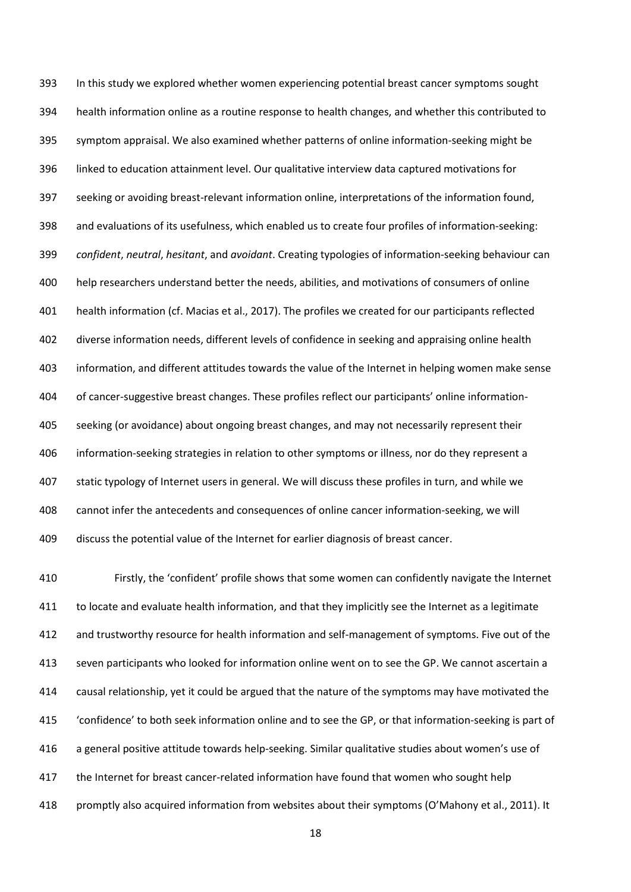In this study we explored whether women experiencing potential breast cancer symptoms sought health information online as a routine response to health changes, and whether this contributed to symptom appraisal. We also examined whether patterns of online information-seeking might be linked to education attainment level. Our qualitative interview data captured motivations for seeking or avoiding breast-relevant information online, interpretations of the information found, and evaluations of its usefulness, which enabled us to create four profiles of information-seeking: *confident*, *neutral*, *hesitant*, and *avoidant*. Creating typologies of information-seeking behaviour can help researchers understand better the needs, abilities, and motivations of consumers of online health information (cf. Macias et al., 2017). The profiles we created for our participants reflected diverse information needs, different levels of confidence in seeking and appraising online health information, and different attitudes towards the value of the Internet in helping women make sense of cancer-suggestive breast changes. These profiles reflect our participants' online information-seeking (or avoidance) about ongoing breast changes, and may not necessarily represent their information-seeking strategies in relation to other symptoms or illness, nor do they represent a static typology of Internet users in general. We will discuss these profiles in turn, and while we cannot infer the antecedents and consequences of online cancer information-seeking, we will discuss the potential value of the Internet for earlier diagnosis of breast cancer.

Firstly, the 'confident' profile shows that some women can confidently navigate the Internet to locate and evaluate health information, and that they implicitly see the Internet as a legitimate and trustworthy resource for health information and self-management of symptoms. Five out of the seven participants who looked for information online went on to see the GP. We cannot ascertain a causal relationship, yet it could be argued that the nature of the symptoms may have motivated the 'confidence' to both seek information online and to see the GP, or that information-seeking is part of a general positive attitude towards help-seeking. Similar qualitative studies about women's use of the Internet for breast cancer-related information have found that women who sought help promptly also acquired information from websites about their symptoms (O'Mahony et al., 2011). It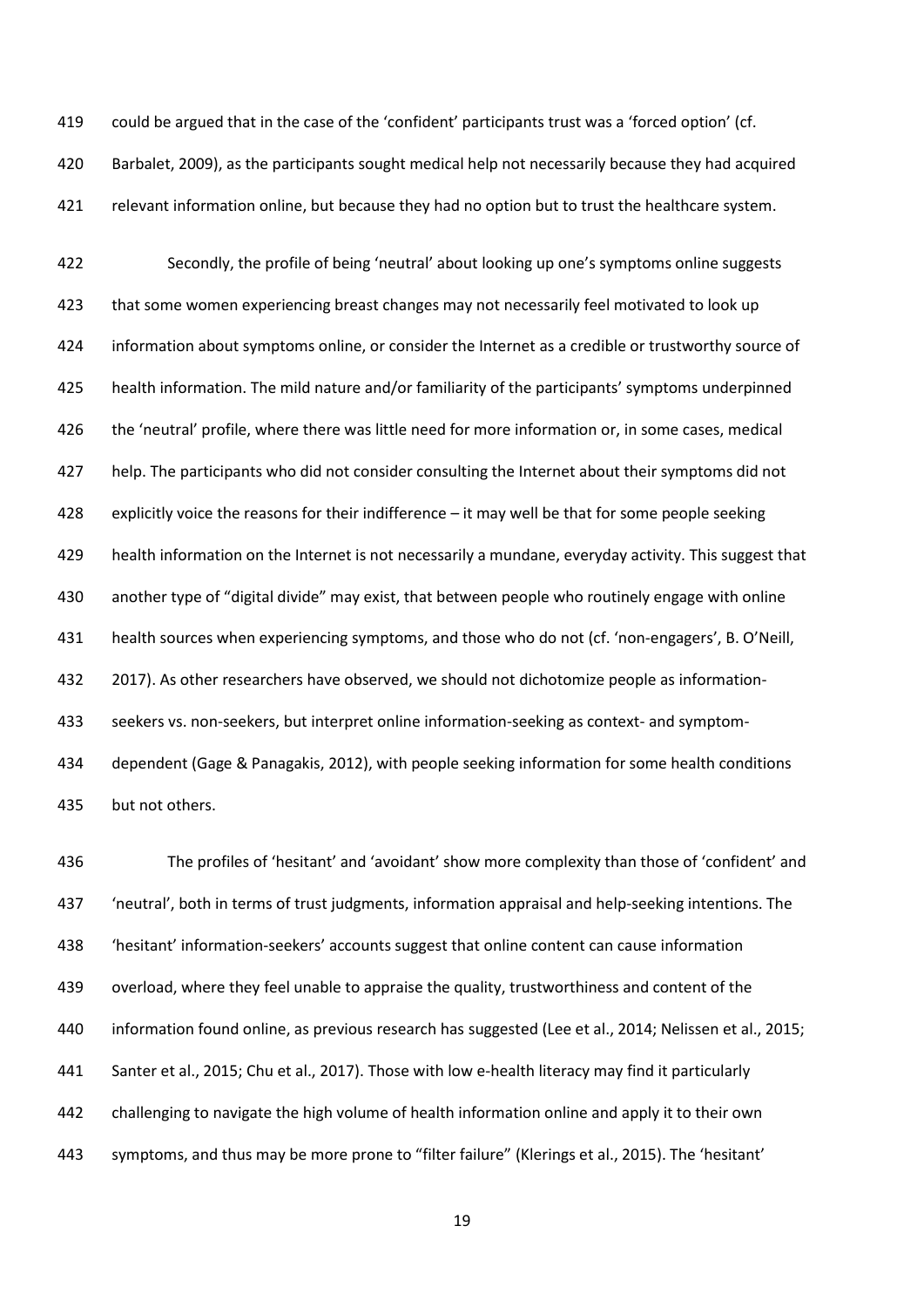could be argued that in the case of the 'confident' participants trust was a 'forced option' (cf. Barbalet, 2009), as the participants sought medical help not necessarily because they had acquired relevant information online, but because they had no option but to trust the healthcare system.

Secondly, the profile of being 'neutral' about looking up one's symptoms online suggests that some women experiencing breast changes may not necessarily feel motivated to look up information about symptoms online, or consider the Internet as a credible or trustworthy source of health information. The mild nature and/or familiarity of the participants' symptoms underpinned the 'neutral' profile, where there was little need for more information or, in some cases, medical help. The participants who did not consider consulting the Internet about their symptoms did not explicitly voice the reasons for their indifference – it may well be that for some people seeking health information on the Internet is not necessarily a mundane, everyday activity. This suggest that another type of "digital divide" may exist, that between people who routinely engage with online health sources when experiencing symptoms, and those who do not (cf. 'non-engagers', B. O'Neill, 2017). As other researchers have observed, we should not dichotomize people as information-seekers vs. non-seekers, but interpret online information-seeking as context- and symptom-dependent (Gage & Panagakis, 2012), with people seeking information for some health conditions but not others.

The profiles of 'hesitant' and 'avoidant' show more complexity than those of 'confident' and 'neutral', both in terms of trust judgments, information appraisal and help-seeking intentions. The 'hesitant' information-seekers' accounts suggest that online content can cause information overload, where they feel unable to appraise the quality, trustworthiness and content of the information found online, as previous research has suggested (Lee et al., 2014; Nelissen et al., 2015; Santer et al., 2015; Chu et al., 2017). Those with low e-health literacy may find it particularly challenging to navigate the high volume of health information online and apply it to their own symptoms, and thus may be more prone to "filter failure" (Klerings et al., 2015). The 'hesitant'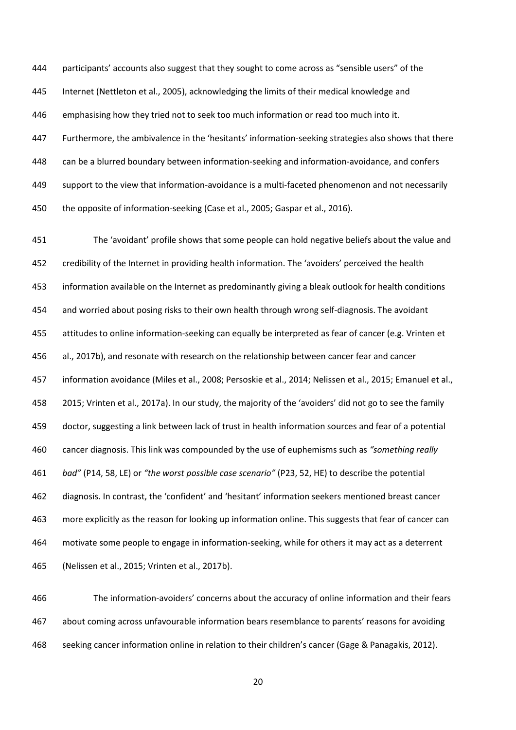participants' accounts also suggest that they sought to come across as "sensible users" of the Internet (Nettleton et al., 2005), acknowledging the limits of their medical knowledge and emphasising how they tried not to seek too much information or read too much into it. Furthermore, the ambivalence in the 'hesitants' information-seeking strategies also shows that there can be a blurred boundary between information-seeking and information-avoidance, and confers support to the view that information-avoidance is a multi-faceted phenomenon and not necessarily the opposite of information-seeking (Case et al., 2005; Gaspar et al., 2016).

The 'avoidant' profile shows that some people can hold negative beliefs about the value and credibility of the Internet in providing health information. The 'avoiders' perceived the health information available on the Internet as predominantly giving a bleak outlook for health conditions and worried about posing risks to their own health through wrong self-diagnosis. The avoidant attitudes to online information-seeking can equally be interpreted as fear of cancer (e.g. Vrinten et al., 2017b), and resonate with research on the relationship between cancer fear and cancer information avoidance (Miles et al., 2008; Persoskie et al., 2014; Nelissen et al., 2015; Emanuel et al., 2015; Vrinten et al., 2017a). In our study, the majority of the 'avoiders' did not go to see the family doctor, suggesting a link between lack of trust in health information sources and fear of a potential cancer diagnosis. This link was compounded by the use of euphemisms such as *"something really bad"* (P14, 58, LE) or *"the worst possible case scenario"* (P23, 52, HE) to describe the potential diagnosis. In contrast, the 'confident' and 'hesitant' information seekers mentioned breast cancer more explicitly as the reason for looking up information online. This suggests that fear of cancer can motivate some people to engage in information-seeking, while for others it may act as a deterrent (Nelissen et al., 2015; Vrinten et al., 2017b).

The information-avoiders' concerns about the accuracy of online information and their fears about coming across unfavourable information bears resemblance to parents' reasons for avoiding seeking cancer information online in relation to their children's cancer (Gage & Panagakis, 2012).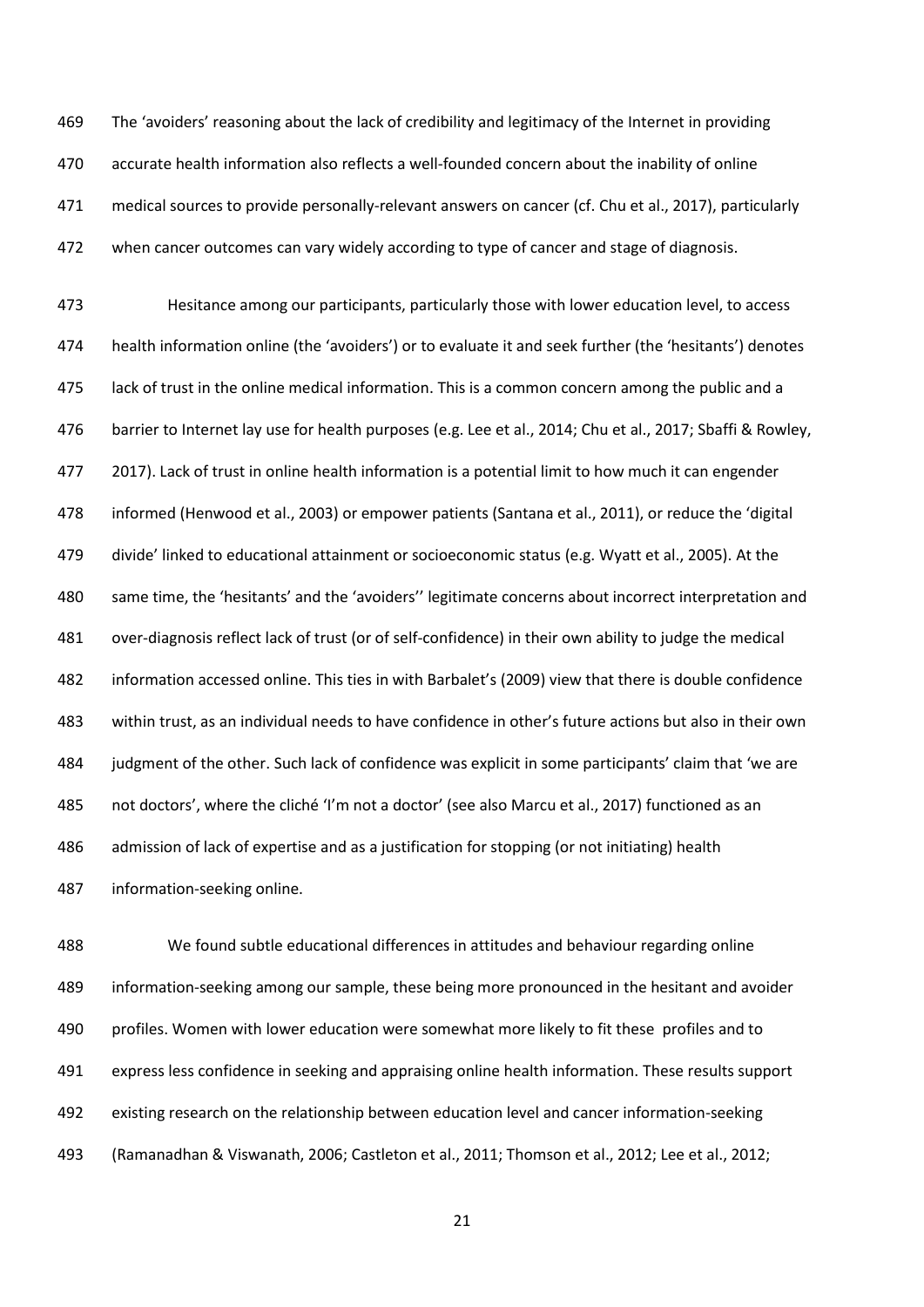The 'avoiders' reasoning about the lack of credibility and legitimacy of the Internet in providing accurate health information also reflects a well-founded concern about the inability of online medical sources to provide personally-relevant answers on cancer (cf. Chu et al., 2017), particularly when cancer outcomes can vary widely according to type of cancer and stage of diagnosis.

Hesitance among our participants, particularly those with lower education level, to access health information online (the 'avoiders') or to evaluate it and seek further (the 'hesitants') denotes lack of trust in the online medical information. This is a common concern among the public and a barrier to Internet lay use for health purposes (e.g. Lee et al., 2014; Chu et al., 2017; Sbaffi & Rowley, 2017). Lack of trust in online health information is a potential limit to how much it can engender informed (Henwood et al., 2003) or empower patients (Santana et al., 2011), or reduce the 'digital divide' linked to educational attainment or socioeconomic status (e.g. Wyatt et al., 2005). At the same time, the 'hesitants' and the 'avoiders'' legitimate concerns about incorrect interpretation and over-diagnosis reflect lack of trust (or of self-confidence) in their own ability to judge the medical information accessed online. This ties in with Barbalet's (2009) view that there is double confidence within trust, as an individual needs to have confidence in other's future actions but also in their own judgment of the other. Such lack of confidence was explicit in some participants' claim that 'we are not doctors', where the cliché 'I'm not a doctor' (see also Marcu et al., 2017) functioned as an admission of lack of expertise and as a justification for stopping (or not initiating) health information-seeking online.

We found subtle educational differences in attitudes and behaviour regarding online information-seeking among our sample, these being more pronounced in the hesitant and avoider profiles. Women with lower education were somewhat more likely to fit these profiles and to express less confidence in seeking and appraising online health information. These results support existing research on the relationship between education level and cancer information-seeking (Ramanadhan & Viswanath, 2006; Castleton et al., 2011; Thomson et al., 2012; Lee et al., 2012;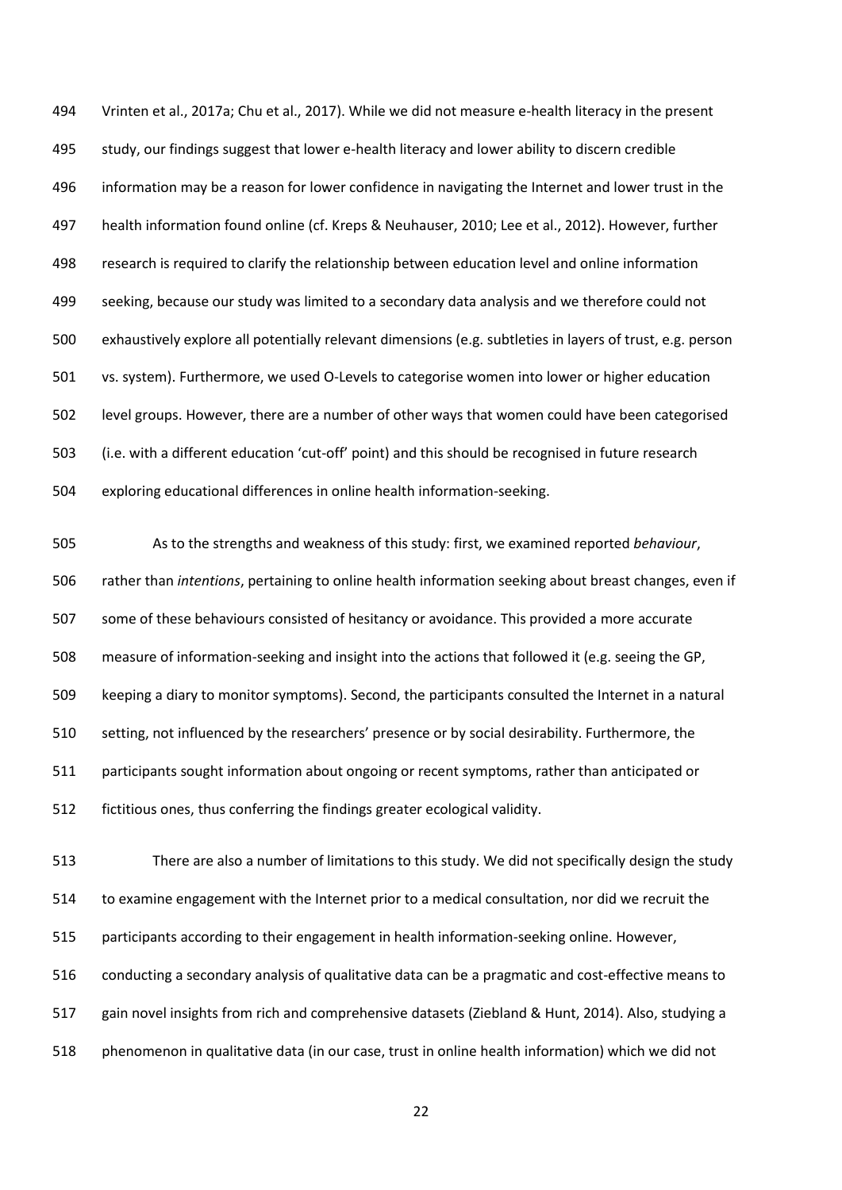Vrinten et al., 2017a; Chu et al., 2017). While we did not measure e-health literacy in the present study, our findings suggest that lower e-health literacy and lower ability to discern credible information may be a reason for lower confidence in navigating the Internet and lower trust in the health information found online (cf. Kreps & Neuhauser, 2010; Lee et al., 2012). However, further research is required to clarify the relationship between education level and online information seeking, because our study was limited to a secondary data analysis and we therefore could not exhaustively explore all potentially relevant dimensions (e.g. subtleties in layers of trust, e.g. person vs. system). Furthermore, we used O-Levels to categorise women into lower or higher education level groups. However, there are a number of other ways that women could have been categorised (i.e. with a different education 'cut-off' point) and this should be recognised in future research exploring educational differences in online health information-seeking.

As to the strengths and weakness of this study: first, we examined reported *behaviour*, rather than *intentions*, pertaining to online health information seeking about breast changes, even if some of these behaviours consisted of hesitancy or avoidance. This provided a more accurate measure of information-seeking and insight into the actions that followed it (e.g. seeing the GP, keeping a diary to monitor symptoms). Second, the participants consulted the Internet in a natural setting, not influenced by the researchers' presence or by social desirability. Furthermore, the participants sought information about ongoing or recent symptoms, rather than anticipated or fictitious ones, thus conferring the findings greater ecological validity.

There are also a number of limitations to this study. We did not specifically design the study to examine engagement with the Internet prior to a medical consultation, nor did we recruit the participants according to their engagement in health information-seeking online. However, conducting a secondary analysis of qualitative data can be a pragmatic and cost-effective means to gain novel insights from rich and comprehensive datasets (Ziebland & Hunt, 2014). Also, studying a phenomenon in qualitative data (in our case, trust in online health information) which we did not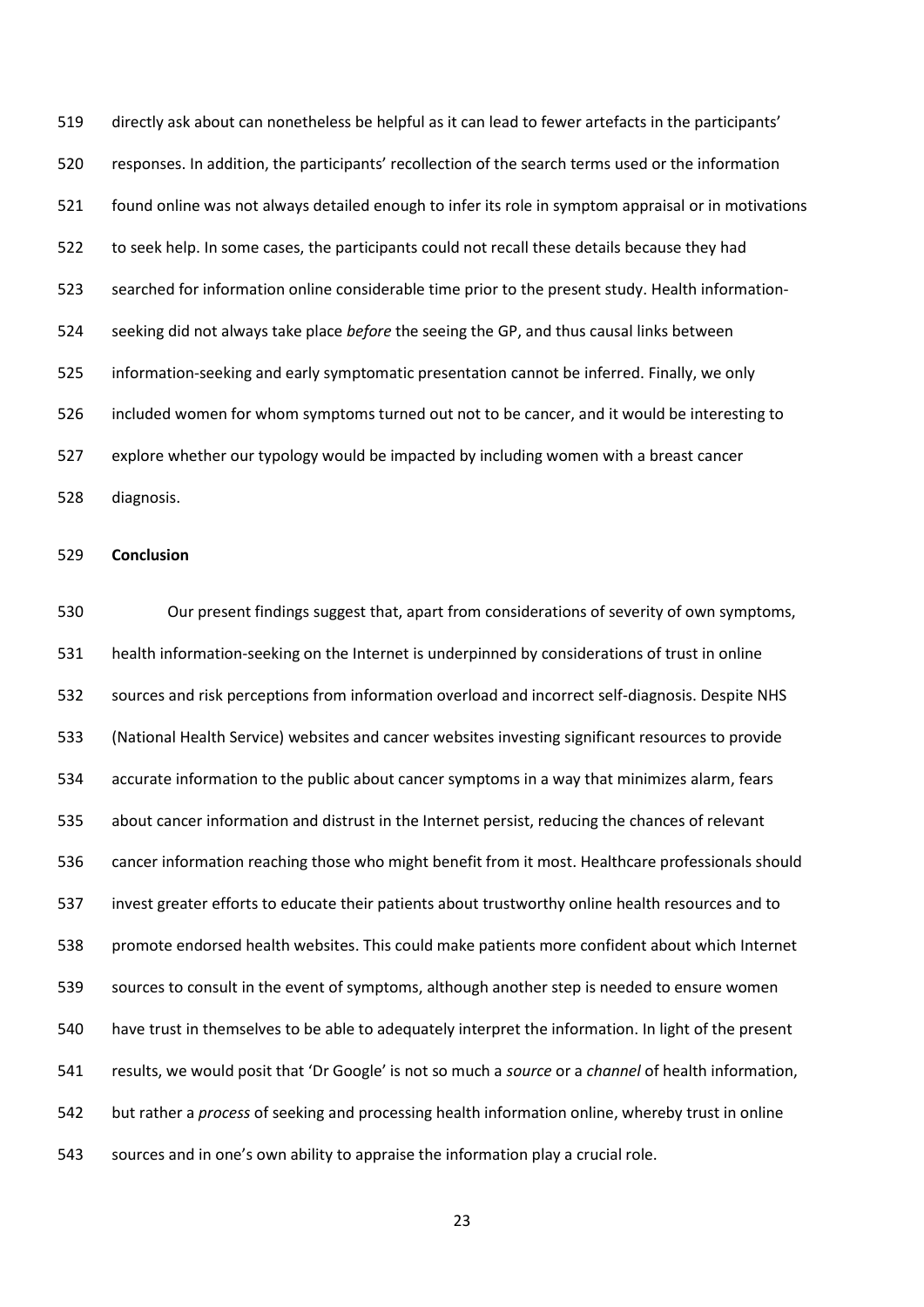directly ask about can nonetheless be helpful as it can lead to fewer artefacts in the participants' responses. In addition, the participants' recollection of the search terms used or the information found online was not always detailed enough to infer its role in symptom appraisal or in motivations to seek help. In some cases, the participants could not recall these details because they had searched for information online considerable time prior to the present study. Health information-seeking did not always take place *before* the seeing the GP, and thus causal links between information-seeking and early symptomatic presentation cannot be inferred. Finally, we only included women for whom symptoms turned out not to be cancer, and it would be interesting to explore whether our typology would be impacted by including women with a breast cancer diagnosis.

**Conclusion**

Our present findings suggest that, apart from considerations of severity of own symptoms, health information-seeking on the Internet is underpinned by considerations of trust in online sources and risk perceptions from information overload and incorrect self-diagnosis. Despite NHS (National Health Service) websites and cancer websites investing significant resources to provide accurate information to the public about cancer symptoms in a way that minimizes alarm, fears about cancer information and distrust in the Internet persist, reducing the chances of relevant cancer information reaching those who might benefit from it most. Healthcare professionals should invest greater efforts to educate their patients about trustworthy online health resources and to promote endorsed health websites. This could make patients more confident about which Internet sources to consult in the event of symptoms, although another step is needed to ensure women have trust in themselves to be able to adequately interpret the information. In light of the present results, we would posit that 'Dr Google' is not so much a *source* or a *channel* of health information, but rather a *process* of seeking and processing health information online, whereby trust in online sources and in one's own ability to appraise the information play a crucial role.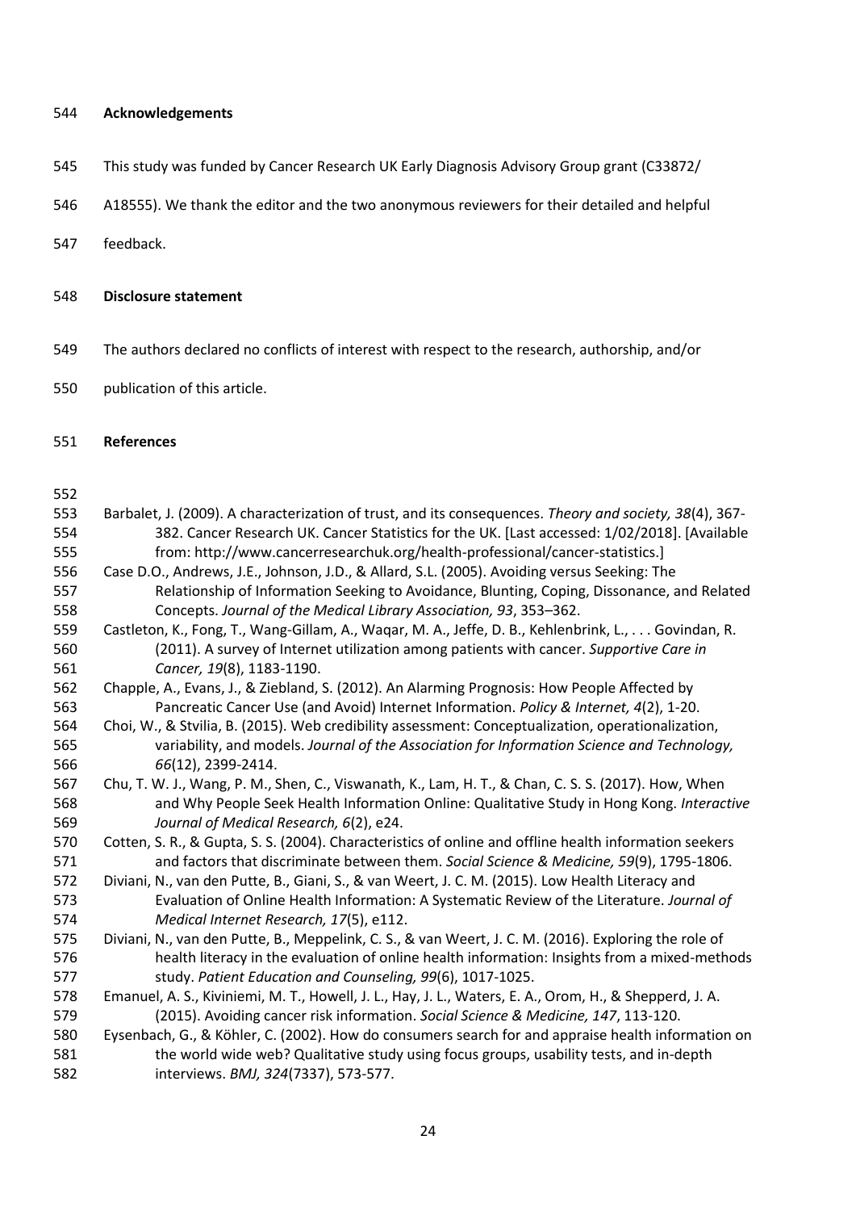## Acknowledgements

This study was funded by Cancer Research UK Early Diagnosis Advisory Group grant (C33872/ A18555). We thank the editor and the two anonymous reviewers for their detailed and helpful feedback.

## Disclosure statement

The authors declared no conflicts of interest with respect to the research, authorship, and/or publication of this article.

## References

Barbalet, J. (2009). A characterization of trust, and its consequences. *Theory and society, 38*(4), 367-382. Cancer Research UK. Cancer Statistics for the UK. [Last accessed: 1/02/2018]. [Available from: http://www.cancerresearchuk.org/health-professional/cancer-statistics.]

Case D.O., Andrews, J.E., Johnson, J.D., & Allard, S.L. (2005). Avoiding versus Seeking: The Relationship of Information Seeking to Avoidance, Blunting, Coping, Dissonance, and Related Concepts. *Journal of the Medical Library Association, 93*, 353–362.

Castleton, K., Fong, T., Wang-Gillam, A., Waqar, M. A., Jeffe, D. B., Kehlenbrink, L., . . . Govindan, R. (2011). A survey of Internet utilization among patients with cancer. *Supportive Care in Cancer, 19*(8), 1183-1190.

Chapple, A., Evans, J., & Ziebland, S. (2012). An Alarming Prognosis: How People Affected by Pancreatic Cancer Use (and Avoid) Internet Information. *Policy & Internet, 4*(2), 1-20.

Choi, W., & Stvilia, B. (2015). Web credibility assessment: Conceptualization, operationalization, variability, and models. *Journal of the Association for Information Science and Technology, 66*(12), 2399-2414.

Chu, T. W. J., Wang, P. M., Shen, C., Viswanath, K., Lam, H. T., & Chan, C. S. S. (2017). How, When and Why People Seek Health Information Online: Qualitative Study in Hong Kong. *Interactive Journal of Medical Research, 6*(2), e24.

Cotten, S. R., & Gupta, S. S. (2004). Characteristics of online and offline health information seekers and factors that discriminate between them. *Social Science & Medicine, 59*(9), 1795-1806.

Diviani, N., van den Putte, B., Giani, S., & van Weert, J. C. M. (2015). Low Health Literacy and Evaluation of Online Health Information: A Systematic Review of the Literature. *Journal of Medical Internet Research, 17*(5), e112.

Diviani, N., van den Putte, B., Meppelink, C. S., & van Weert, J. C. M. (2016). Exploring the role of health literacy in the evaluation of online health information: Insights from a mixed-methods study. *Patient Education and Counseling, 99*(6), 1017-1025.

Emanuel, A. S., Kiviniemi, M. T., Howell, J. L., Hay, J. L., Waters, E. A., Orom, H., & Shepperd, J. A. (2015). Avoiding cancer risk information. *Social Science & Medicine, 147*, 113-120.

Eysenbach, G., & Köhler, C. (2002). How do consumers search for and appraise health information on the world wide web? Qualitative study using focus groups, usability tests, and in-depth interviews. *BMJ, 324*(7337), 573-577.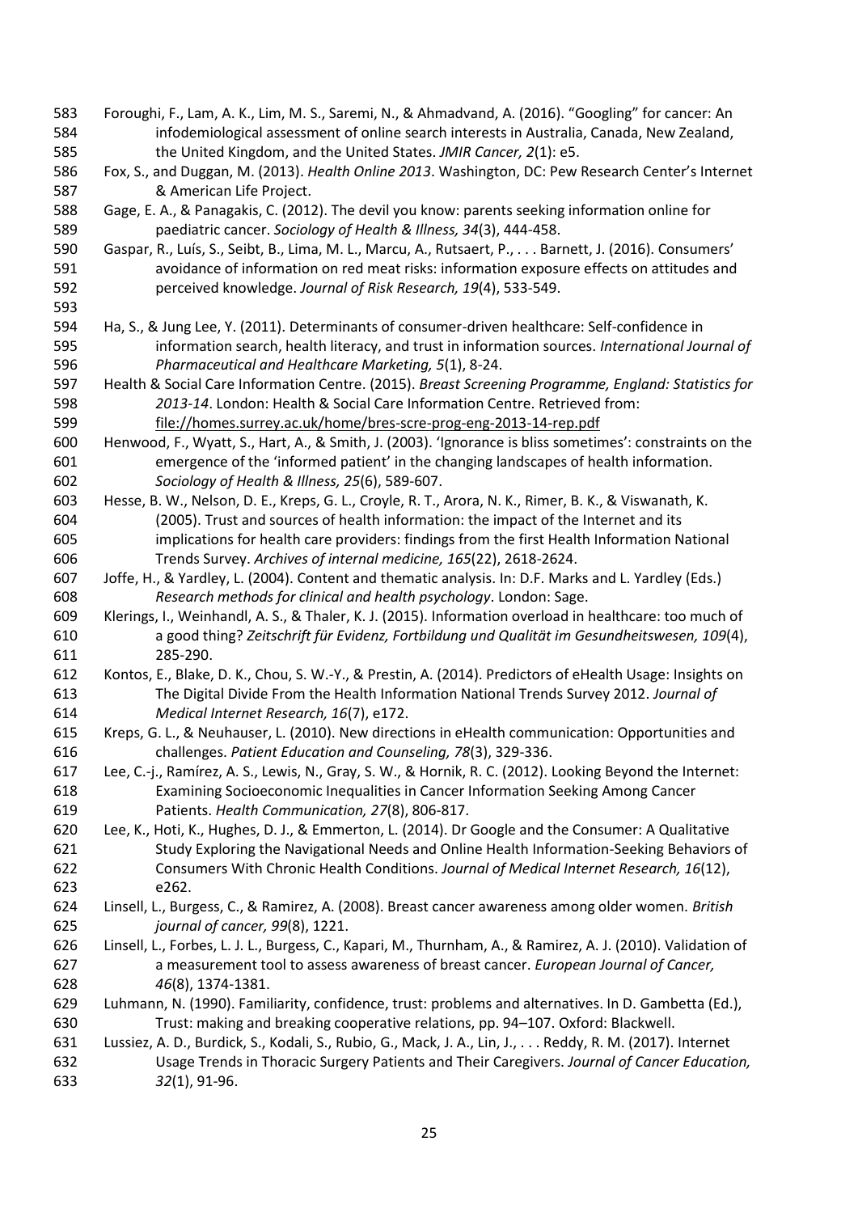Foroughi, F., Lam, A. K., Lim, M. S., Saremi, N., & Ahmadvand, A. (2016). "Googling" for cancer: An infodemiological assessment of online search interests in Australia, Canada, New Zealand, the United Kingdom, and the United States. *JMIR Cancer, 2*(1): e5.

Fox, S., and Duggan, M. (2013). *Health Online 2013*. Washington, DC: Pew Research Center's Internet & American Life Project.

Gage, E. A., & Panagakis, C. (2012). The devil you know: parents seeking information online for paediatric cancer. *Sociology of Health & Illness, 34*(3), 444-458.

Gaspar, R., Luís, S., Seibt, B., Lima, M. L., Marcu, A., Rutsaert, P., . . . Barnett, J. (2016). Consumers' avoidance of information on red meat risks: information exposure effects on attitudes and perceived knowledge. *Journal of Risk Research, 19*(4), 533-549.

Ha, S., & Jung Lee, Y. (2011). Determinants of consumer-driven healthcare: Self-confidence in information search, health literacy, and trust in information sources. *International Journal of Pharmaceutical and Healthcare Marketing, 5*(1), 8-24.

Health & Social Care Information Centre. (2015). *Breast Screening Programme, England: Statistics for 2013-14*. London: Health & Social Care Information Centre. Retrieved from: file://homes.surrey.ac.uk/home/bres-scre-prog-eng-2013-14-rep.pdf

Henwood, F., Wyatt, S., Hart, A., & Smith, J. (2003). 'Ignorance is bliss sometimes': constraints on the emergence of the 'informed patient' in the changing landscapes of health information. *Sociology of Health & Illness, 25*(6), 589-607.

Hesse, B. W., Nelson, D. E., Kreps, G. L., Croyle, R. T., Arora, N. K., Rimer, B. K., & Viswanath, K. (2005). Trust and sources of health information: the impact of the Internet and its implications for health care providers: findings from the first Health Information National Trends Survey. *Archives of internal medicine, 165*(22), 2618-2624.

Joffe, H., & Yardley, L. (2004). Content and thematic analysis. In: D.F. Marks and L. Yardley (Eds.) *Research methods for clinical and health psychology*. London: Sage.

Klerings, I., Weinhandl, A. S., & Thaler, K. J. (2015). Information overload in healthcare: too much of a good thing? *Zeitschrift für Evidenz, Fortbildung und Qualität im Gesundheitswesen, 109*(4), 285-290.

Kontos, E., Blake, D. K., Chou, S. W.-Y., & Prestin, A. (2014). Predictors of eHealth Usage: Insights on The Digital Divide From the Health Information National Trends Survey 2012. *Journal of Medical Internet Research, 16*(7), e172.

Kreps, G. L., & Neuhauser, L. (2010). New directions in eHealth communication: Opportunities and challenges. *Patient Education and Counseling, 78*(3), 329-336.

Lee, C.-j., Ramírez, A. S., Lewis, N., Gray, S. W., & Hornik, R. C. (2012). Looking Beyond the Internet: Examining Socioeconomic Inequalities in Cancer Information Seeking Among Cancer Patients. *Health Communication, 27*(8), 806-817.

Lee, K., Hoti, K., Hughes, D. J., & Emmerton, L. (2014). Dr Google and the Consumer: A Qualitative Study Exploring the Navigational Needs and Online Health Information-Seeking Behaviors of Consumers With Chronic Health Conditions. *Journal of Medical Internet Research, 16*(12), e262.

Linsell, L., Burgess, C., & Ramirez, A. (2008). Breast cancer awareness among older women. *British journal of cancer, 99*(8), 1221.

Linsell, L., Forbes, L. J. L., Burgess, C., Kapari, M., Thurnham, A., & Ramirez, A. J. (2010). Validation of a measurement tool to assess awareness of breast cancer. *European Journal of Cancer, 46*(8), 1374-1381.

Luhmann, N. (1990). Familiarity, confidence, trust: problems and alternatives. In D. Gambetta (Ed.), Trust: making and breaking cooperative relations, pp. 94–107. Oxford: Blackwell.

Lussiez, A. D., Burdick, S., Kodali, S., Rubio, G., Mack, J. A., Lin, J., . . . Reddy, R. M. (2017). Internet Usage Trends in Thoracic Surgery Patients and Their Caregivers. *Journal of Cancer Education, 32*(1), 91-96.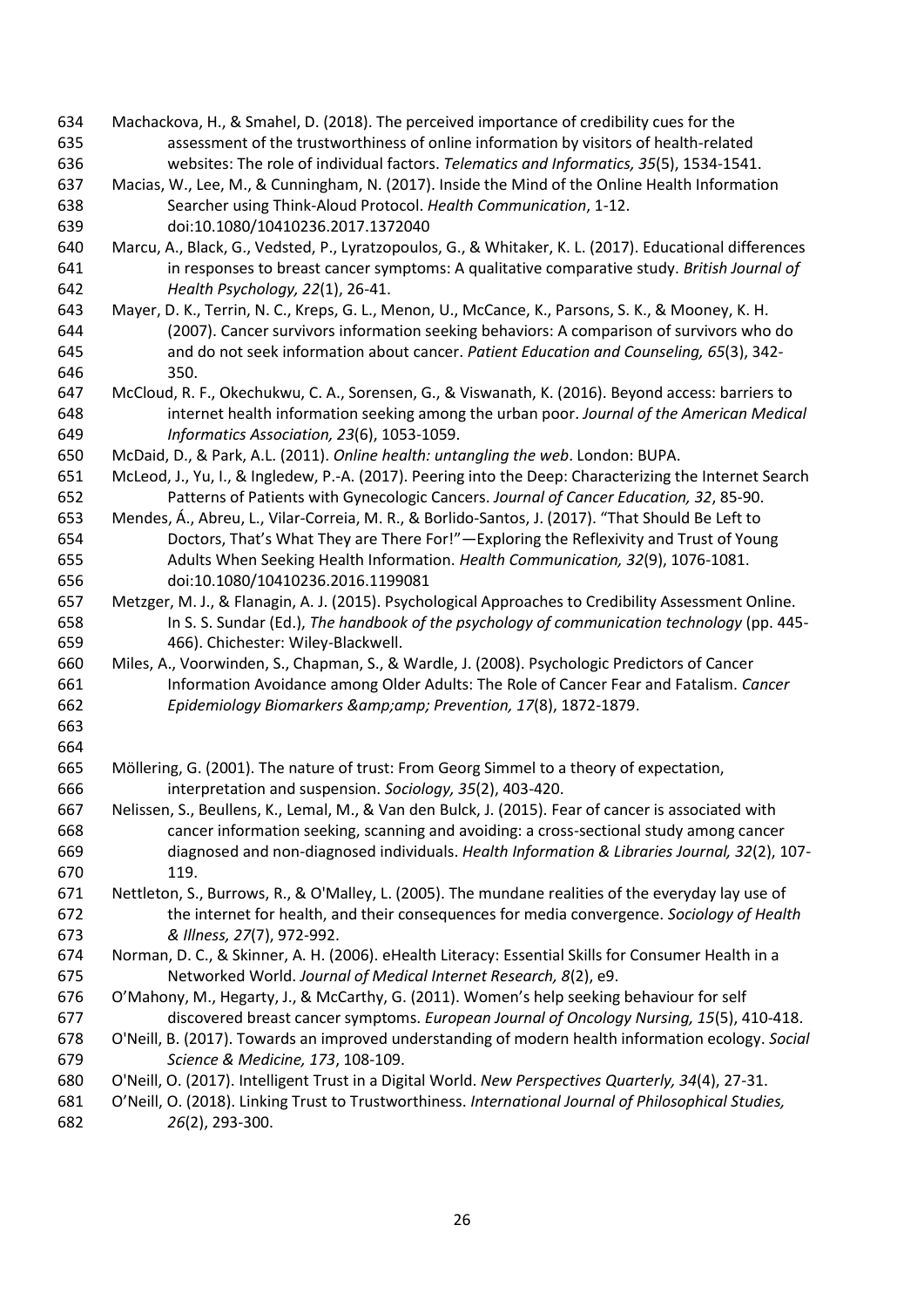Machackova, H., & Smahel, D. (2018). The perceived importance of credibility cues for the assessment of the trustworthiness of online information by visitors of health-related websites: The role of individual factors. *Telematics and Informatics, 35*(5), 1534-1541.

Macias, W., Lee, M., & Cunningham, N. (2017). Inside the Mind of the Online Health Information Searcher using Think-Aloud Protocol. *Health Communication*, 1-12. doi:10.1080/10410236.2017.1372040

Marcu, A., Black, G., Vedsted, P., Lyratzopoulos, G., & Whitaker, K. L. (2017). Educational differences in responses to breast cancer symptoms: A qualitative comparative study. *British Journal of Health Psychology, 22*(1), 26-41.

Mayer, D. K., Terrin, N. C., Kreps, G. L., Menon, U., McCance, K., Parsons, S. K., & Mooney, K. H. (2007). Cancer survivors information seeking behaviors: A comparison of survivors who do and do not seek information about cancer. *Patient Education and Counseling, 65*(3), 342-350.

McCloud, R. F., Okechukwu, C. A., Sorensen, G., & Viswanath, K. (2016). Beyond access: barriers to internet health information seeking among the urban poor. *Journal of the American Medical Informatics Association, 23*(6), 1053-1059.

McDaid, D., & Park, A.L. (2011). *Online health: untangling the web*. London: BUPA.

McLeod, J., Yu, I., & Ingledew, P.-A. (2017). Peering into the Deep: Characterizing the Internet Search Patterns of Patients with Gynecologic Cancers. *Journal of Cancer Education, 32*, 85-90.

Mendes, Á., Abreu, L., Vilar-Correia, M. R., & Borlido-Santos, J. (2017). "That Should Be Left to Doctors, That's What They are There For!"—Exploring the Reflexivity and Trust of Young Adults When Seeking Health Information. *Health Communication, 32*(9), 1076-1081. doi:10.1080/10410236.2016.1199081

Metzger, M. J., & Flanagin, A. J. (2015). Psychological Approaches to Credibility Assessment Online. In S. S. Sundar (Ed.), *The handbook of the psychology of communication technology* (pp. 445-466). Chichester: Wiley-Blackwell.

Miles, A., Voorwinden, S., Chapman, S., & Wardle, J. (2008). Psychologic Predictors of Cancer Information Avoidance among Older Adults: The Role of Cancer Fear and Fatalism. *Cancer Epidemiology Biomarkers &amp;amp; Prevention, 17*(8), 1872-1879.

Möllering, G. (2001). The nature of trust: From Georg Simmel to a theory of expectation, interpretation and suspension. *Sociology, 35*(2), 403-420.

Nelissen, S., Beullens, K., Lemal, M., & Van den Bulck, J. (2015). Fear of cancer is associated with cancer information seeking, scanning and avoiding: a cross-sectional study among cancer diagnosed and non-diagnosed individuals. *Health Information & Libraries Journal, 32*(2), 107-119.

Nettleton, S., Burrows, R., & O'Malley, L. (2005). The mundane realities of the everyday lay use of the internet for health, and their consequences for media convergence. *Sociology of Health & Illness, 27*(7), 972-992.

Norman, D. C., & Skinner, A. H. (2006). eHealth Literacy: Essential Skills for Consumer Health in a Networked World. *Journal of Medical Internet Research, 8*(2), e9.

O'Mahony, M., Hegarty, J., & McCarthy, G. (2011). Women's help seeking behaviour for self discovered breast cancer symptoms. *European Journal of Oncology Nursing, 15*(5), 410-418.

O'Neill, B. (2017). Towards an improved understanding of modern health information ecology. *Social Science & Medicine, 173*, 108-109.

O'Neill, O. (2017). Intelligent Trust in a Digital World. *New Perspectives Quarterly, 34*(4), 27-31.

O'Neill, O. (2018). Linking Trust to Trustworthiness. *International Journal of Philosophical Studies, 26*(2), 293-300.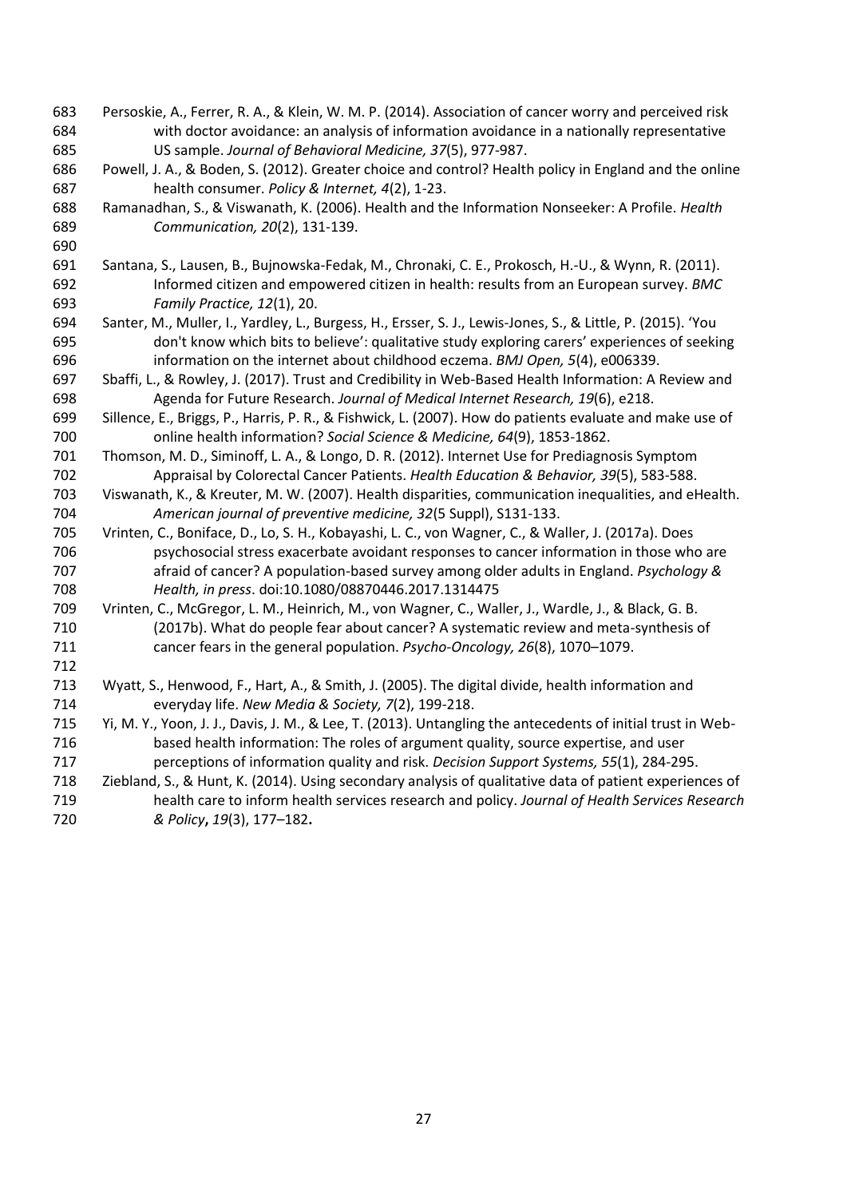Persoskie, A., Ferrer, R. A., & Klein, W. M. P. (2014). Association of cancer worry and perceived risk with doctor avoidance: an analysis of information avoidance in a nationally representative US sample. *Journal of Behavioral Medicine, 37*(5), 977-987.

Powell, J. A., & Boden, S. (2012). Greater choice and control? Health policy in England and the online health consumer. *Policy & Internet, 4*(2), 1-23.

Ramanadhan, S., & Viswanath, K. (2006). Health and the Information Nonseeker: A Profile. *Health Communication, 20*(2), 131-139.

Santana, S., Lausen, B., Bujnowska-Fedak, M., Chronaki, C. E., Prokosch, H.-U., & Wynn, R. (2011). Informed citizen and empowered citizen in health: results from an European survey. *BMC Family Practice, 12*(1), 20.

Santer, M., Muller, I., Yardley, L., Burgess, H., Ersser, S. J., Lewis-Jones, S., & Little, P. (2015). 'You don't know which bits to believe': qualitative study exploring carers' experiences of seeking information on the internet about childhood eczema. *BMJ Open, 5*(4), e006339.

Sbaffi, L., & Rowley, J. (2017). Trust and Credibility in Web-Based Health Information: A Review and Agenda for Future Research. *Journal of Medical Internet Research, 19*(6), e218.

Sillence, E., Briggs, P., Harris, P. R., & Fishwick, L. (2007). How do patients evaluate and make use of online health information? *Social Science & Medicine, 64*(9), 1853-1862.

Thomson, M. D., Siminoff, L. A., & Longo, D. R. (2012). Internet Use for Prediagnosis Symptom Appraisal by Colorectal Cancer Patients. *Health Education & Behavior, 39*(5), 583-588.

Viswanath, K., & Kreuter, M. W. (2007). Health disparities, communication inequalities, and eHealth. *American journal of preventive medicine, 32*(5 Suppl), S131-133.

Vrinten, C., Boniface, D., Lo, S. H., Kobayashi, L. C., von Wagner, C., & Waller, J. (2017a). Does psychosocial stress exacerbate avoidant responses to cancer information in those who are afraid of cancer? A population-based survey among older adults in England. *Psychology & Health, in press*. doi:10.1080/08870446.2017.1314475

Vrinten, C., McGregor, L. M., Heinrich, M., von Wagner, C., Waller, J., Wardle, J., & Black, G. B. (2017b). What do people fear about cancer? A systematic review and meta-synthesis of cancer fears in the general population. *Psycho-Oncology, 26*(8), 1070–1079.

Wyatt, S., Henwood, F., Hart, A., & Smith, J. (2005). The digital divide, health information and everyday life. *New Media & Society, 7*(2), 199-218.

Yi, M. Y., Yoon, J. J., Davis, J. M., & Lee, T. (2013). Untangling the antecedents of initial trust in Web-based health information: The roles of argument quality, source expertise, and user perceptions of information quality and risk. *Decision Support Systems, 55*(1), 284-295.

Ziebland, S., & Hunt, K. (2014). Using secondary analysis of qualitative data of patient experiences of health care to inform health services research and policy. *Journal of Health Services Research & Policy*, *19*(3), 177–182.